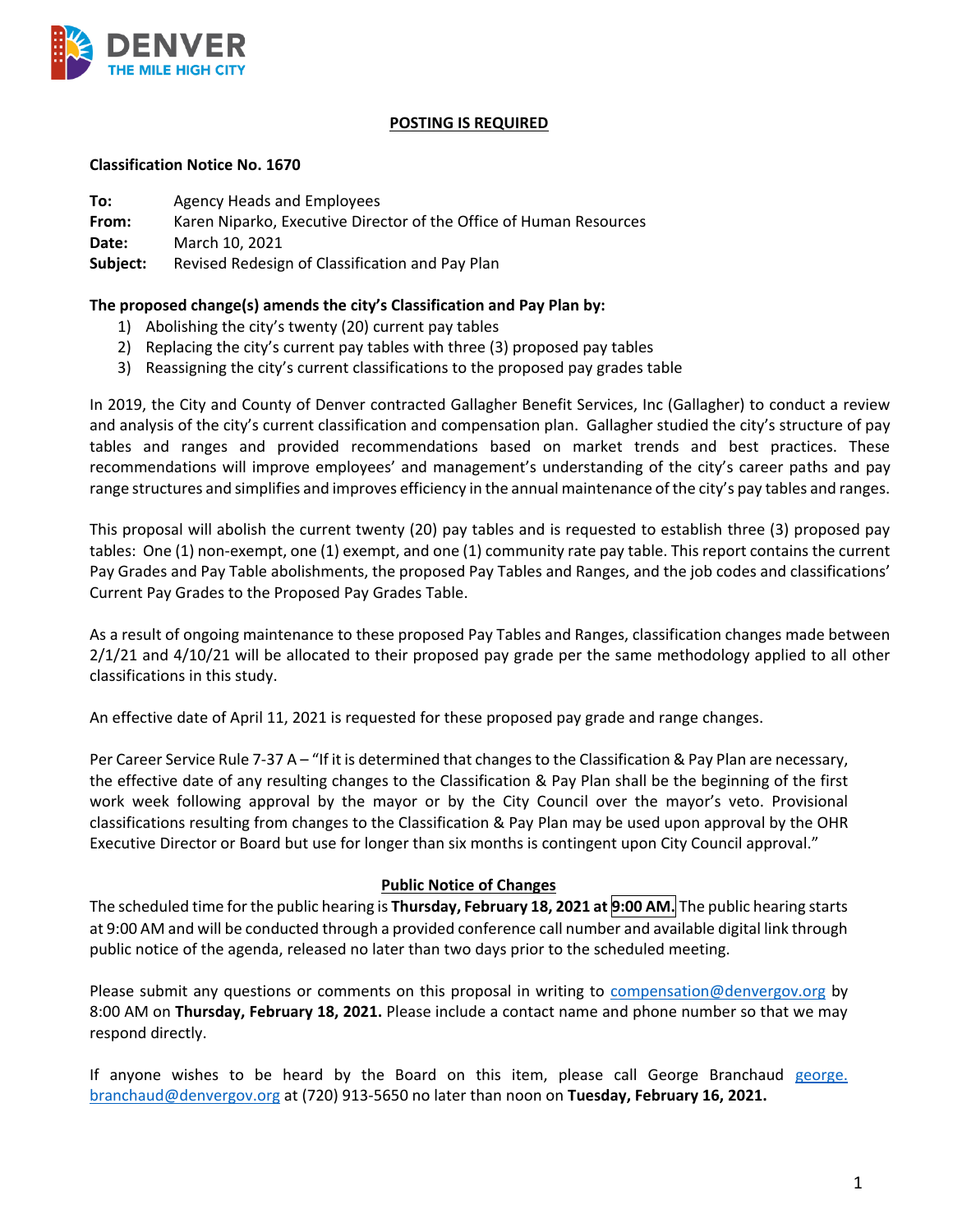DENVER
THE MILE HIGH CITY

**POSTING IS REQUIRED**

**Classification Notice No. 1670**

**To:** Agency Heads and Employees
**From:** Karen Niparko, Executive Director of the Office of Human Resources
**Date:** March 10, 2021
**Subject:** Revised Redesign of Classification and Pay Plan

**The proposed change(s) amends the city's Classification and Pay Plan by:**

1) Abolishing the city's twenty (20) current pay tables
2) Replacing the city's current pay tables with three (3) proposed pay tables
3) Reassigning the city's current classifications to the proposed pay grades table

In 2019, the City and County of Denver contracted Gallagher Benefit Services, Inc (Gallagher) to conduct a review and analysis of the city's current classification and compensation plan. Gallagher studied the city's structure of pay tables and ranges and provided recommendations based on market trends and best practices. These recommendations will improve employees' and management's understanding of the city's career paths and pay range structures and simplifies and improves efficiency in the annual maintenance of the city's pay tables and ranges.

This proposal will abolish the current twenty (20) pay tables and is requested to establish three (3) proposed pay tables: One (1) non-exempt, one (1) exempt, and one (1) community rate pay table. This report contains the current Pay Grades and Pay Table abolishments, the proposed Pay Tables and Ranges, and the job codes and classifications' Current Pay Grades to the Proposed Pay Grades Table.

As a result of ongoing maintenance to these proposed Pay Tables and Ranges, classification changes made between 2/1/21 and 4/10/21 will be allocated to their proposed pay grade per the same methodology applied to all other classifications in this study.

An effective date of April 11, 2021 is requested for these proposed pay grade and range changes.

Per Career Service Rule 7-37 A – "If it is determined that changes to the Classification & Pay Plan are necessary, the effective date of any resulting changes to the Classification & Pay Plan shall be the beginning of the first work week following approval by the mayor or by the City Council over the mayor's veto. Provisional classifications resulting from changes to the Classification & Pay Plan may be used upon approval by the OHR Executive Director or Board but use for longer than six months is contingent upon City Council approval."

**Public Notice of Changes**

The scheduled time for the public hearing is **Thursday, February 18, 2021 at 9:00 AM.** The public hearing starts at 9:00 AM and will be conducted through a provided conference call number and available digital link through public notice of the agenda, released no later than two days prior to the scheduled meeting.

Please submit any questions or comments on this proposal in writing to compensation@denvergov.org by 8:00 AM on **Thursday, February 18, 2021.** Please include a contact name and phone number so that we may respond directly.

If anyone wishes to be heard by the Board on this item, please call George Branchaud george.branchaud@denvergov.org at (720) 913-5650 no later than noon on **Tuesday, February 16, 2021.**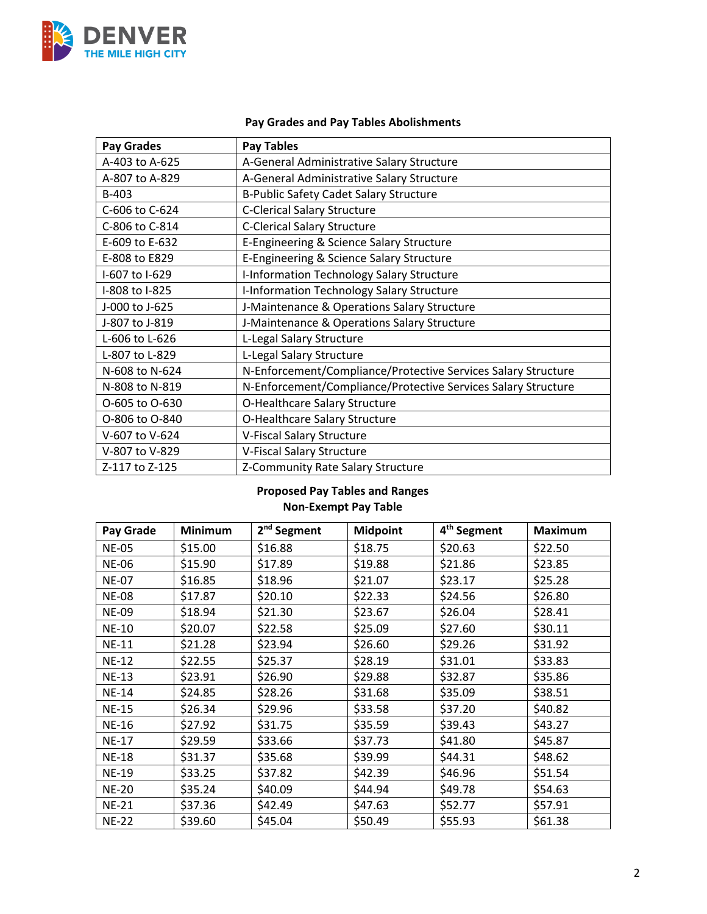**Pay Grades and Pay Tables Abolishments**

| Pay Grades | Pay Tables |
|---|---|
| A-403 to A-625 | A-General Administrative Salary Structure |
| A-807 to A-829 | A-General Administrative Salary Structure |
| B-403 | B-Public Safety Cadet Salary Structure |
| C-606 to C-624 | C-Clerical Salary Structure |
| C-806 to C-814 | C-Clerical Salary Structure |
| E-609 to E-632 | E-Engineering & Science Salary Structure |
| E-808 to E829 | E-Engineering & Science Salary Structure |
| I-607 to I-629 | I-Information Technology Salary Structure |
| I-808 to I-825 | I-Information Technology Salary Structure |
| J-000 to J-625 | J-Maintenance & Operations Salary Structure |
| J-807 to J-819 | J-Maintenance & Operations Salary Structure |
| L-606 to L-626 | L-Legal Salary Structure |
| L-807 to L-829 | L-Legal Salary Structure |
| N-608 to N-624 | N-Enforcement/Compliance/Protective Services Salary Structure |
| N-808 to N-819 | N-Enforcement/Compliance/Protective Services Salary Structure |
| O-605 to O-630 | O-Healthcare Salary Structure |
| O-806 to O-840 | O-Healthcare Salary Structure |
| V-607 to V-624 | V-Fiscal Salary Structure |
| V-807 to V-829 | V-Fiscal Salary Structure |
| Z-117 to Z-125 | Z-Community Rate Salary Structure |

**Proposed Pay Tables and Ranges**
**Non-Exempt Pay Table**

| Pay Grade | Minimum | 2nd Segment | Midpoint | 4th Segment | Maximum |
|---|---|---|---|---|---|
| NE-05 | $15.00 | $16.88 | $18.75 | $20.63 | $22.50 |
| NE-06 | $15.90 | $17.89 | $19.88 | $21.86 | $23.85 |
| NE-07 | $16.85 | $18.96 | $21.07 | $23.17 | $25.28 |
| NE-08 | $17.87 | $20.10 | $22.33 | $24.56 | $26.80 |
| NE-09 | $18.94 | $21.30 | $23.67 | $26.04 | $28.41 |
| NE-10 | $20.07 | $22.58 | $25.09 | $27.60 | $30.11 |
| NE-11 | $21.28 | $23.94 | $26.60 | $29.26 | $31.92 |
| NE-12 | $22.55 | $25.37 | $28.19 | $31.01 | $33.83 |
| NE-13 | $23.91 | $26.90 | $29.88 | $32.87 | $35.86 |
| NE-14 | $24.85 | $28.26 | $31.68 | $35.09 | $38.51 |
| NE-15 | $26.34 | $29.96 | $33.58 | $37.20 | $40.82 |
| NE-16 | $27.92 | $31.75 | $35.59 | $39.43 | $43.27 |
| NE-17 | $29.59 | $33.66 | $37.73 | $41.80 | $45.87 |
| NE-18 | $31.37 | $35.68 | $39.99 | $44.31 | $48.62 |
| NE-19 | $33.25 | $37.82 | $42.39 | $46.96 | $51.54 |
| NE-20 | $35.24 | $40.09 | $44.94 | $49.78 | $54.63 |
| NE-21 | $37.36 | $42.49 | $47.63 | $52.77 | $57.91 |
| NE-22 | $39.60 | $45.04 | $50.49 | $55.93 | $61.38 |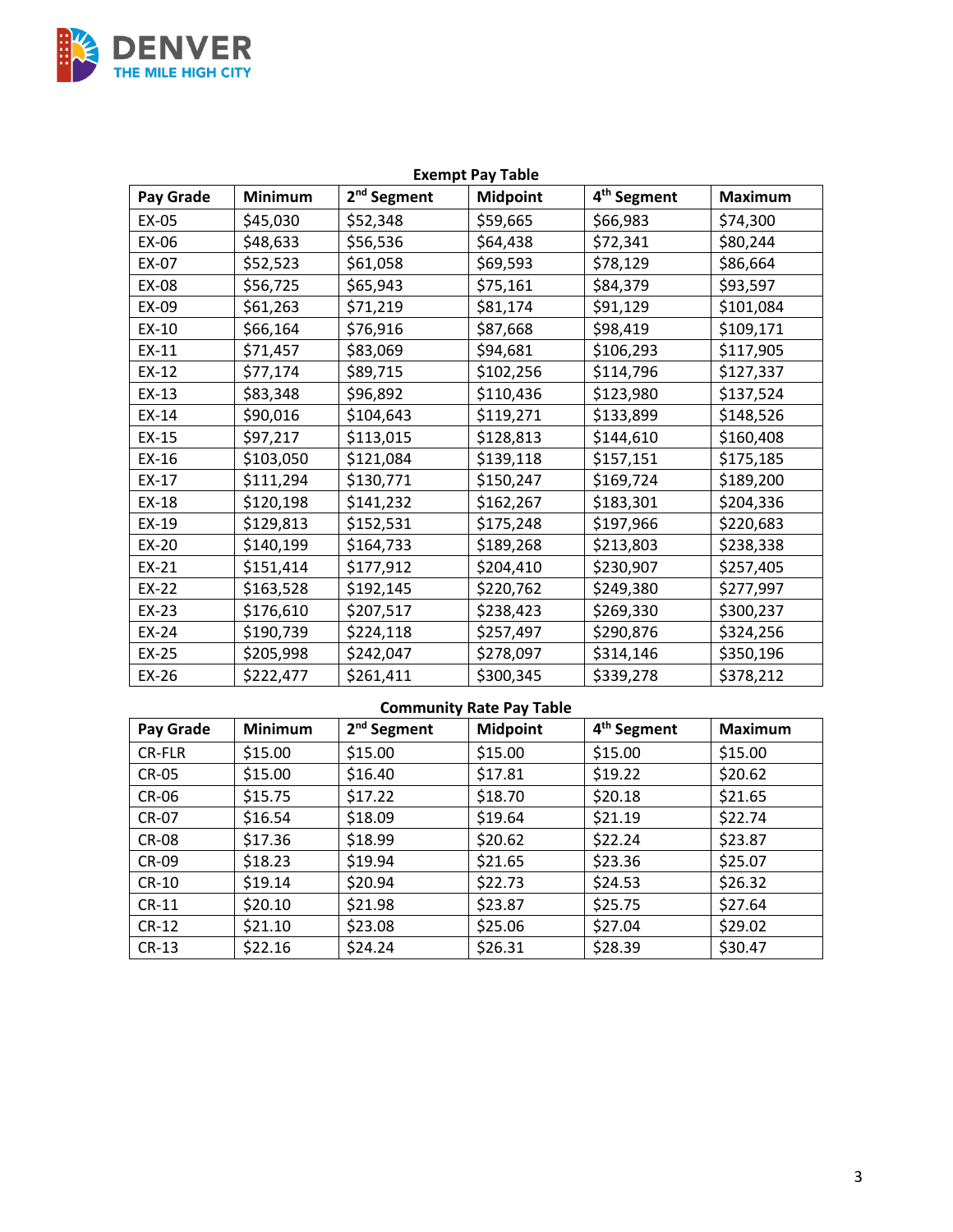**Exempt Pay Table**

| Pay Grade | Minimum | 2nd Segment | Midpoint | 4th Segment | Maximum |
|---|---|---|---|---|---|
| EX-05 | $45,030 | $52,348 | $59,665 | $66,983 | $74,300 |
| EX-06 | $48,633 | $56,536 | $64,438 | $72,341 | $80,244 |
| EX-07 | $52,523 | $61,058 | $69,593 | $78,129 | $86,664 |
| EX-08 | $56,725 | $65,943 | $75,161 | $84,379 | $93,597 |
| EX-09 | $61,263 | $71,219 | $81,174 | $91,129 | $101,084 |
| EX-10 | $66,164 | $76,916 | $87,668 | $98,419 | $109,171 |
| EX-11 | $71,457 | $83,069 | $94,681 | $106,293 | $117,905 |
| EX-12 | $77,174 | $89,715 | $102,256 | $114,796 | $127,337 |
| EX-13 | $83,348 | $96,892 | $110,436 | $123,980 | $137,524 |
| EX-14 | $90,016 | $104,643 | $119,271 | $133,899 | $148,526 |
| EX-15 | $97,217 | $113,015 | $128,813 | $144,610 | $160,408 |
| EX-16 | $103,050 | $121,084 | $139,118 | $157,151 | $175,185 |
| EX-17 | $111,294 | $130,771 | $150,247 | $169,724 | $189,200 |
| EX-18 | $120,198 | $141,232 | $162,267 | $183,301 | $204,336 |
| EX-19 | $129,813 | $152,531 | $175,248 | $197,966 | $220,683 |
| EX-20 | $140,199 | $164,733 | $189,268 | $213,803 | $238,338 |
| EX-21 | $151,414 | $177,912 | $204,410 | $230,907 | $257,405 |
| EX-22 | $163,528 | $192,145 | $220,762 | $249,380 | $277,997 |
| EX-23 | $176,610 | $207,517 | $238,423 | $269,330 | $300,237 |
| EX-24 | $190,739 | $224,118 | $257,497 | $290,876 | $324,256 |
| EX-25 | $205,998 | $242,047 | $278,097 | $314,146 | $350,196 |
| EX-26 | $222,477 | $261,411 | $300,345 | $339,278 | $378,212 |

**Community Rate Pay Table**

| Pay Grade | Minimum | 2nd Segment | Midpoint | 4th Segment | Maximum |
|---|---|---|---|---|---|
| CR-FLR | $15.00 | $15.00 | $15.00 | $15.00 | $15.00 |
| CR-05 | $15.00 | $16.40 | $17.81 | $19.22 | $20.62 |
| CR-06 | $15.75 | $17.22 | $18.70 | $20.18 | $21.65 |
| CR-07 | $16.54 | $18.09 | $19.64 | $21.19 | $22.74 |
| CR-08 | $17.36 | $18.99 | $20.62 | $22.24 | $23.87 |
| CR-09 | $18.23 | $19.94 | $21.65 | $23.36 | $25.07 |
| CR-10 | $19.14 | $20.94 | $22.73 | $24.53 | $26.32 |
| CR-11 | $20.10 | $21.98 | $23.87 | $25.75 | $27.64 |
| CR-12 | $21.10 | $23.08 | $25.06 | $27.04 | $29.02 |
| CR-13 | $22.16 | $24.24 | $26.31 | $28.39 | $30.47 |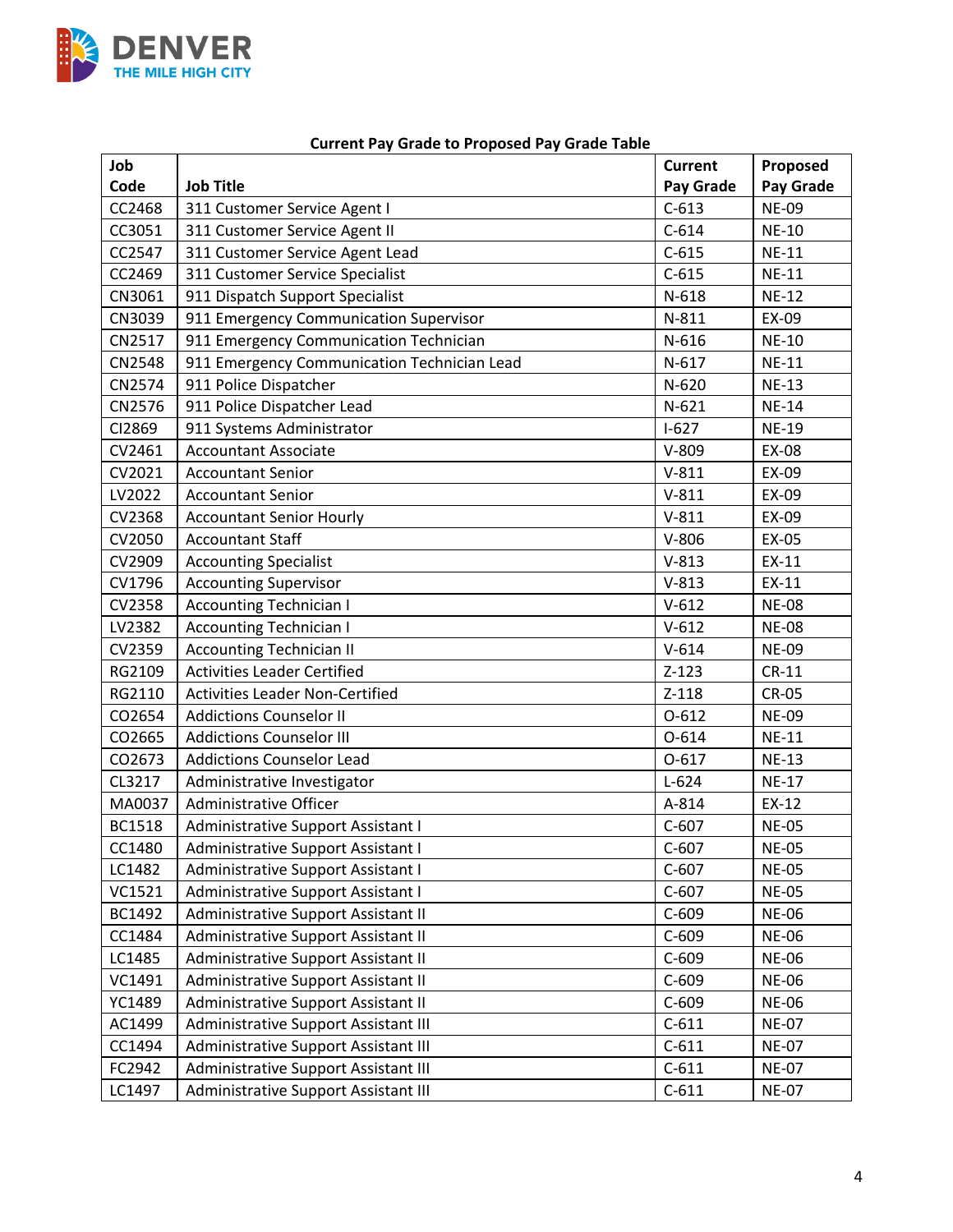**Current Pay Grade to Proposed Pay Grade Table**

| Job Code | Job Title | Current Pay Grade | Proposed Pay Grade |
|---|---|---|---|
| CC2468 | 311 Customer Service Agent I | C-613 | NE-09 |
| CC3051 | 311 Customer Service Agent II | C-614 | NE-10 |
| CC2547 | 311 Customer Service Agent Lead | C-615 | NE-11 |
| CC2469 | 311 Customer Service Specialist | C-615 | NE-11 |
| CN3061 | 911 Dispatch Support Specialist | N-618 | NE-12 |
| CN3039 | 911 Emergency Communication Supervisor | N-811 | EX-09 |
| CN2517 | 911 Emergency Communication Technician | N-616 | NE-10 |
| CN2548 | 911 Emergency Communication Technician Lead | N-617 | NE-11 |
| CN2574 | 911 Police Dispatcher | N-620 | NE-13 |
| CN2576 | 911 Police Dispatcher Lead | N-621 | NE-14 |
| CI2869 | 911 Systems Administrator | I-627 | NE-19 |
| CV2461 | Accountant Associate | V-809 | EX-08 |
| CV2021 | Accountant Senior | V-811 | EX-09 |
| LV2022 | Accountant Senior | V-811 | EX-09 |
| CV2368 | Accountant Senior Hourly | V-811 | EX-09 |
| CV2050 | Accountant Staff | V-806 | EX-05 |
| CV2909 | Accounting Specialist | V-813 | EX-11 |
| CV1796 | Accounting Supervisor | V-813 | EX-11 |
| CV2358 | Accounting Technician I | V-612 | NE-08 |
| LV2382 | Accounting Technician I | V-612 | NE-08 |
| CV2359 | Accounting Technician II | V-614 | NE-09 |
| RG2109 | Activities Leader Certified | Z-123 | CR-11 |
| RG2110 | Activities Leader Non-Certified | Z-118 | CR-05 |
| CO2654 | Addictions Counselor II | O-612 | NE-09 |
| CO2665 | Addictions Counselor III | O-614 | NE-11 |
| CO2673 | Addictions Counselor Lead | O-617 | NE-13 |
| CL3217 | Administrative Investigator | L-624 | NE-17 |
| MA0037 | Administrative Officer | A-814 | EX-12 |
| BC1518 | Administrative Support Assistant I | C-607 | NE-05 |
| CC1480 | Administrative Support Assistant I | C-607 | NE-05 |
| LC1482 | Administrative Support Assistant I | C-607 | NE-05 |
| VC1521 | Administrative Support Assistant I | C-607 | NE-05 |
| BC1492 | Administrative Support Assistant II | C-609 | NE-06 |
| CC1484 | Administrative Support Assistant II | C-609 | NE-06 |
| LC1485 | Administrative Support Assistant II | C-609 | NE-06 |
| VC1491 | Administrative Support Assistant II | C-609 | NE-06 |
| YC1489 | Administrative Support Assistant II | C-609 | NE-06 |
| AC1499 | Administrative Support Assistant III | C-611 | NE-07 |
| CC1494 | Administrative Support Assistant III | C-611 | NE-07 |
| FC2942 | Administrative Support Assistant III | C-611 | NE-07 |
| LC1497 | Administrative Support Assistant III | C-611 | NE-07 |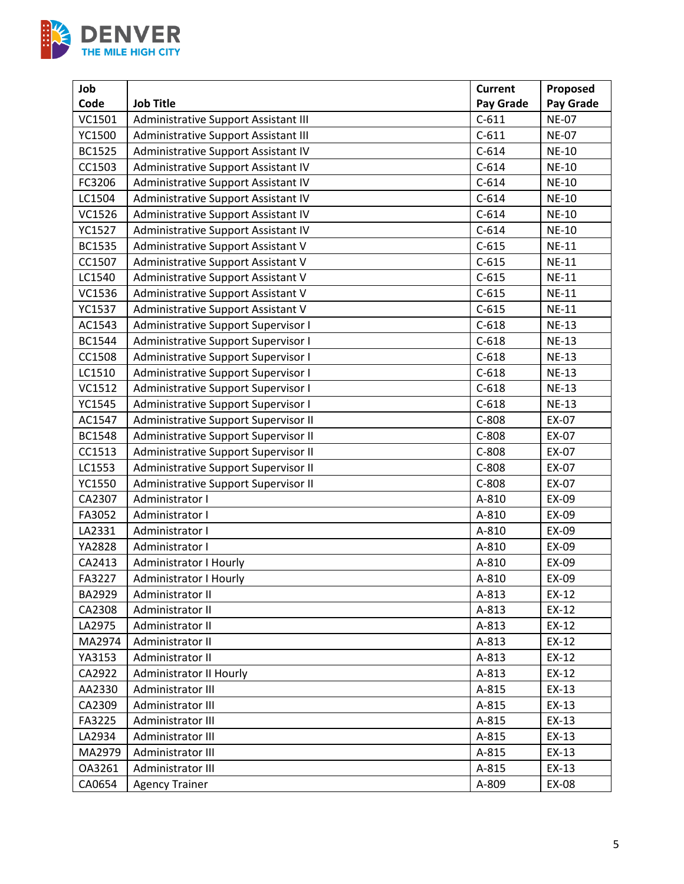| Job Code | Job Title | Current Pay Grade | Proposed Pay Grade |
|---|---|---|---|
| VC1501 | Administrative Support Assistant III | C-611 | NE-07 |
| YC1500 | Administrative Support Assistant III | C-611 | NE-07 |
| BC1525 | Administrative Support Assistant IV | C-614 | NE-10 |
| CC1503 | Administrative Support Assistant IV | C-614 | NE-10 |
| FC3206 | Administrative Support Assistant IV | C-614 | NE-10 |
| LC1504 | Administrative Support Assistant IV | C-614 | NE-10 |
| VC1526 | Administrative Support Assistant IV | C-614 | NE-10 |
| YC1527 | Administrative Support Assistant IV | C-614 | NE-10 |
| BC1535 | Administrative Support Assistant V | C-615 | NE-11 |
| CC1507 | Administrative Support Assistant V | C-615 | NE-11 |
| LC1540 | Administrative Support Assistant V | C-615 | NE-11 |
| VC1536 | Administrative Support Assistant V | C-615 | NE-11 |
| YC1537 | Administrative Support Assistant V | C-615 | NE-11 |
| AC1543 | Administrative Support Supervisor I | C-618 | NE-13 |
| BC1544 | Administrative Support Supervisor I | C-618 | NE-13 |
| CC1508 | Administrative Support Supervisor I | C-618 | NE-13 |
| LC1510 | Administrative Support Supervisor I | C-618 | NE-13 |
| VC1512 | Administrative Support Supervisor I | C-618 | NE-13 |
| YC1545 | Administrative Support Supervisor I | C-618 | NE-13 |
| AC1547 | Administrative Support Supervisor II | C-808 | EX-07 |
| BC1548 | Administrative Support Supervisor II | C-808 | EX-07 |
| CC1513 | Administrative Support Supervisor II | C-808 | EX-07 |
| LC1553 | Administrative Support Supervisor II | C-808 | EX-07 |
| YC1550 | Administrative Support Supervisor II | C-808 | EX-07 |
| CA2307 | Administrator I | A-810 | EX-09 |
| FA3052 | Administrator I | A-810 | EX-09 |
| LA2331 | Administrator I | A-810 | EX-09 |
| YA2828 | Administrator I | A-810 | EX-09 |
| CA2413 | Administrator I Hourly | A-810 | EX-09 |
| FA3227 | Administrator I Hourly | A-810 | EX-09 |
| BA2929 | Administrator II | A-813 | EX-12 |
| CA2308 | Administrator II | A-813 | EX-12 |
| LA2975 | Administrator II | A-813 | EX-12 |
| MA2974 | Administrator II | A-813 | EX-12 |
| YA3153 | Administrator II | A-813 | EX-12 |
| CA2922 | Administrator II Hourly | A-813 | EX-12 |
| AA2330 | Administrator III | A-815 | EX-13 |
| CA2309 | Administrator III | A-815 | EX-13 |
| FA3225 | Administrator III | A-815 | EX-13 |
| LA2934 | Administrator III | A-815 | EX-13 |
| MA2979 | Administrator III | A-815 | EX-13 |
| OA3261 | Administrator III | A-815 | EX-13 |
| CA0654 | Agency Trainer | A-809 | EX-08 |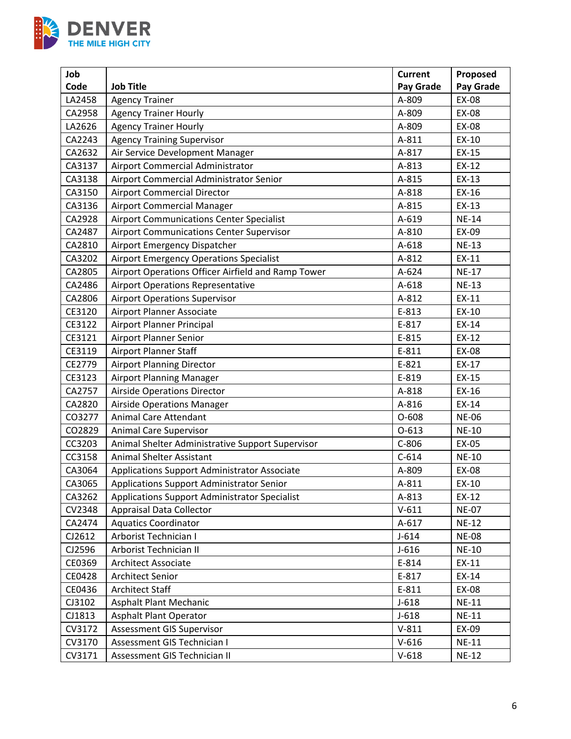| Job Code | Job Title | Current Pay Grade | Proposed Pay Grade |
|---|---|---|---|
| LA2458 | Agency Trainer | A-809 | EX-08 |
| CA2958 | Agency Trainer Hourly | A-809 | EX-08 |
| LA2626 | Agency Trainer Hourly | A-809 | EX-08 |
| CA2243 | Agency Training Supervisor | A-811 | EX-10 |
| CA2632 | Air Service Development Manager | A-817 | EX-15 |
| CA3137 | Airport Commercial Administrator | A-813 | EX-12 |
| CA3138 | Airport Commercial Administrator Senior | A-815 | EX-13 |
| CA3150 | Airport Commercial Director | A-818 | EX-16 |
| CA3136 | Airport Commercial Manager | A-815 | EX-13 |
| CA2928 | Airport Communications Center Specialist | A-619 | NE-14 |
| CA2487 | Airport Communications Center Supervisor | A-810 | EX-09 |
| CA2810 | Airport Emergency Dispatcher | A-618 | NE-13 |
| CA3202 | Airport Emergency Operations Specialist | A-812 | EX-11 |
| CA2805 | Airport Operations Officer Airfield and Ramp Tower | A-624 | NE-17 |
| CA2486 | Airport Operations Representative | A-618 | NE-13 |
| CA2806 | Airport Operations Supervisor | A-812 | EX-11 |
| CE3120 | Airport Planner Associate | E-813 | EX-10 |
| CE3122 | Airport Planner Principal | E-817 | EX-14 |
| CE3121 | Airport Planner Senior | E-815 | EX-12 |
| CE3119 | Airport Planner Staff | E-811 | EX-08 |
| CE2779 | Airport Planning Director | E-821 | EX-17 |
| CE3123 | Airport Planning Manager | E-819 | EX-15 |
| CA2757 | Airside Operations Director | A-818 | EX-16 |
| CA2820 | Airside Operations Manager | A-816 | EX-14 |
| CO3277 | Animal Care Attendant | O-608 | NE-06 |
| CO2829 | Animal Care Supervisor | O-613 | NE-10 |
| CC3203 | Animal Shelter Administrative Support Supervisor | C-806 | EX-05 |
| CC3158 | Animal Shelter Assistant | C-614 | NE-10 |
| CA3064 | Applications Support Administrator Associate | A-809 | EX-08 |
| CA3065 | Applications Support Administrator Senior | A-811 | EX-10 |
| CA3262 | Applications Support Administrator Specialist | A-813 | EX-12 |
| CV2348 | Appraisal Data Collector | V-611 | NE-07 |
| CA2474 | Aquatics Coordinator | A-617 | NE-12 |
| CJ2612 | Arborist Technician I | J-614 | NE-08 |
| CJ2596 | Arborist Technician II | J-616 | NE-10 |
| CE0369 | Architect Associate | E-814 | EX-11 |
| CE0428 | Architect Senior | E-817 | EX-14 |
| CE0436 | Architect Staff | E-811 | EX-08 |
| CJ3102 | Asphalt Plant Mechanic | J-618 | NE-11 |
| CJ1813 | Asphalt Plant Operator | J-618 | NE-11 |
| CV3172 | Assessment GIS Supervisor | V-811 | EX-09 |
| CV3170 | Assessment GIS Technician I | V-616 | NE-11 |
| CV3171 | Assessment GIS Technician II | V-618 | NE-12 |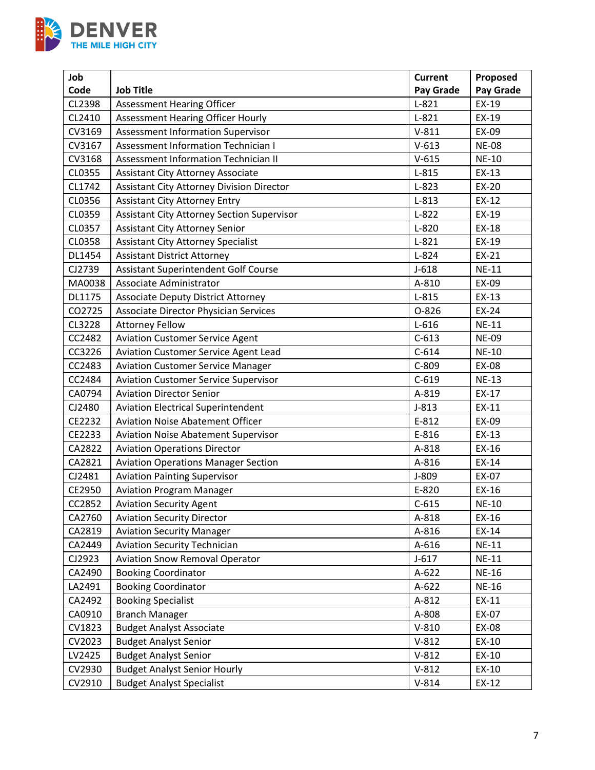| Job Code | Job Title | Current Pay Grade | Proposed Pay Grade |
|---|---|---|---|
| CL2398 | Assessment Hearing Officer | L-821 | EX-19 |
| CL2410 | Assessment Hearing Officer Hourly | L-821 | EX-19 |
| CV3169 | Assessment Information Supervisor | V-811 | EX-09 |
| CV3167 | Assessment Information Technician I | V-613 | NE-08 |
| CV3168 | Assessment Information Technician II | V-615 | NE-10 |
| CL0355 | Assistant City Attorney Associate | L-815 | EX-13 |
| CL1742 | Assistant City Attorney Division Director | L-823 | EX-20 |
| CL0356 | Assistant City Attorney Entry | L-813 | EX-12 |
| CL0359 | Assistant City Attorney Section Supervisor | L-822 | EX-19 |
| CL0357 | Assistant City Attorney Senior | L-820 | EX-18 |
| CL0358 | Assistant City Attorney Specialist | L-821 | EX-19 |
| DL1454 | Assistant District Attorney | L-824 | EX-21 |
| CJ2739 | Assistant Superintendent Golf Course | J-618 | NE-11 |
| MA0038 | Associate Administrator | A-810 | EX-09 |
| DL1175 | Associate Deputy District Attorney | L-815 | EX-13 |
| CO2725 | Associate Director Physician Services | O-826 | EX-24 |
| CL3228 | Attorney Fellow | L-616 | NE-11 |
| CC2482 | Aviation Customer Service Agent | C-613 | NE-09 |
| CC3226 | Aviation Customer Service Agent Lead | C-614 | NE-10 |
| CC2483 | Aviation Customer Service Manager | C-809 | EX-08 |
| CC2484 | Aviation Customer Service Supervisor | C-619 | NE-13 |
| CA0794 | Aviation Director Senior | A-819 | EX-17 |
| CJ2480 | Aviation Electrical Superintendent | J-813 | EX-11 |
| CE2232 | Aviation Noise Abatement Officer | E-812 | EX-09 |
| CE2233 | Aviation Noise Abatement Supervisor | E-816 | EX-13 |
| CA2822 | Aviation Operations Director | A-818 | EX-16 |
| CA2821 | Aviation Operations Manager Section | A-816 | EX-14 |
| CJ2481 | Aviation Painting Supervisor | J-809 | EX-07 |
| CE2950 | Aviation Program Manager | E-820 | EX-16 |
| CC2852 | Aviation Security Agent | C-615 | NE-10 |
| CA2760 | Aviation Security Director | A-818 | EX-16 |
| CA2819 | Aviation Security Manager | A-816 | EX-14 |
| CA2449 | Aviation Security Technician | A-616 | NE-11 |
| CJ2923 | Aviation Snow Removal Operator | J-617 | NE-11 |
| CA2490 | Booking Coordinator | A-622 | NE-16 |
| LA2491 | Booking Coordinator | A-622 | NE-16 |
| CA2492 | Booking Specialist | A-812 | EX-11 |
| CA0910 | Branch Manager | A-808 | EX-07 |
| CV1823 | Budget Analyst Associate | V-810 | EX-08 |
| CV2023 | Budget Analyst Senior | V-812 | EX-10 |
| LV2425 | Budget Analyst Senior | V-812 | EX-10 |
| CV2930 | Budget Analyst Senior Hourly | V-812 | EX-10 |
| CV2910 | Budget Analyst Specialist | V-814 | EX-12 |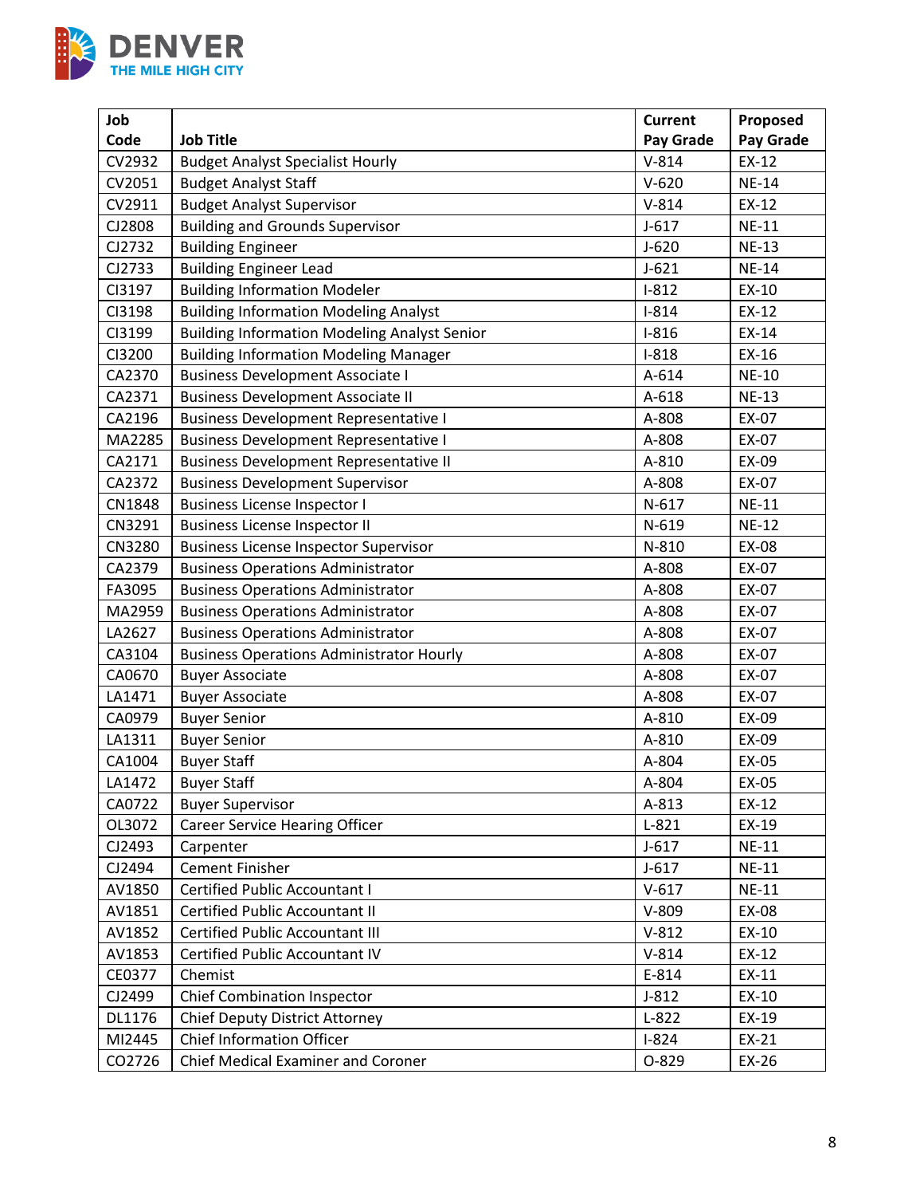| Job Code | Job Title | Current Pay Grade | Proposed Pay Grade |
|---|---|---|---|
| CV2932 | Budget Analyst Specialist Hourly | V-814 | EX-12 |
| CV2051 | Budget Analyst Staff | V-620 | NE-14 |
| CV2911 | Budget Analyst Supervisor | V-814 | EX-12 |
| CJ2808 | Building and Grounds Supervisor | J-617 | NE-11 |
| CJ2732 | Building Engineer | J-620 | NE-13 |
| CJ2733 | Building Engineer Lead | J-621 | NE-14 |
| CI3197 | Building Information Modeler | I-812 | EX-10 |
| CI3198 | Building Information Modeling Analyst | I-814 | EX-12 |
| CI3199 | Building Information Modeling Analyst Senior | I-816 | EX-14 |
| CI3200 | Building Information Modeling Manager | I-818 | EX-16 |
| CA2370 | Business Development Associate I | A-614 | NE-10 |
| CA2371 | Business Development Associate II | A-618 | NE-13 |
| CA2196 | Business Development Representative I | A-808 | EX-07 |
| MA2285 | Business Development Representative I | A-808 | EX-07 |
| CA2171 | Business Development Representative II | A-810 | EX-09 |
| CA2372 | Business Development Supervisor | A-808 | EX-07 |
| CN1848 | Business License Inspector I | N-617 | NE-11 |
| CN3291 | Business License Inspector II | N-619 | NE-12 |
| CN3280 | Business License Inspector Supervisor | N-810 | EX-08 |
| CA2379 | Business Operations Administrator | A-808 | EX-07 |
| FA3095 | Business Operations Administrator | A-808 | EX-07 |
| MA2959 | Business Operations Administrator | A-808 | EX-07 |
| LA2627 | Business Operations Administrator | A-808 | EX-07 |
| CA3104 | Business Operations Administrator Hourly | A-808 | EX-07 |
| CA0670 | Buyer Associate | A-808 | EX-07 |
| LA1471 | Buyer Associate | A-808 | EX-07 |
| CA0979 | Buyer Senior | A-810 | EX-09 |
| LA1311 | Buyer Senior | A-810 | EX-09 |
| CA1004 | Buyer Staff | A-804 | EX-05 |
| LA1472 | Buyer Staff | A-804 | EX-05 |
| CA0722 | Buyer Supervisor | A-813 | EX-12 |
| OL3072 | Career Service Hearing Officer | L-821 | EX-19 |
| CJ2493 | Carpenter | J-617 | NE-11 |
| CJ2494 | Cement Finisher | J-617 | NE-11 |
| AV1850 | Certified Public Accountant I | V-617 | NE-11 |
| AV1851 | Certified Public Accountant II | V-809 | EX-08 |
| AV1852 | Certified Public Accountant III | V-812 | EX-10 |
| AV1853 | Certified Public Accountant IV | V-814 | EX-12 |
| CE0377 | Chemist | E-814 | EX-11 |
| CJ2499 | Chief Combination Inspector | J-812 | EX-10 |
| DL1176 | Chief Deputy District Attorney | L-822 | EX-19 |
| MI2445 | Chief Information Officer | I-824 | EX-21 |
| CO2726 | Chief Medical Examiner and Coroner | O-829 | EX-26 |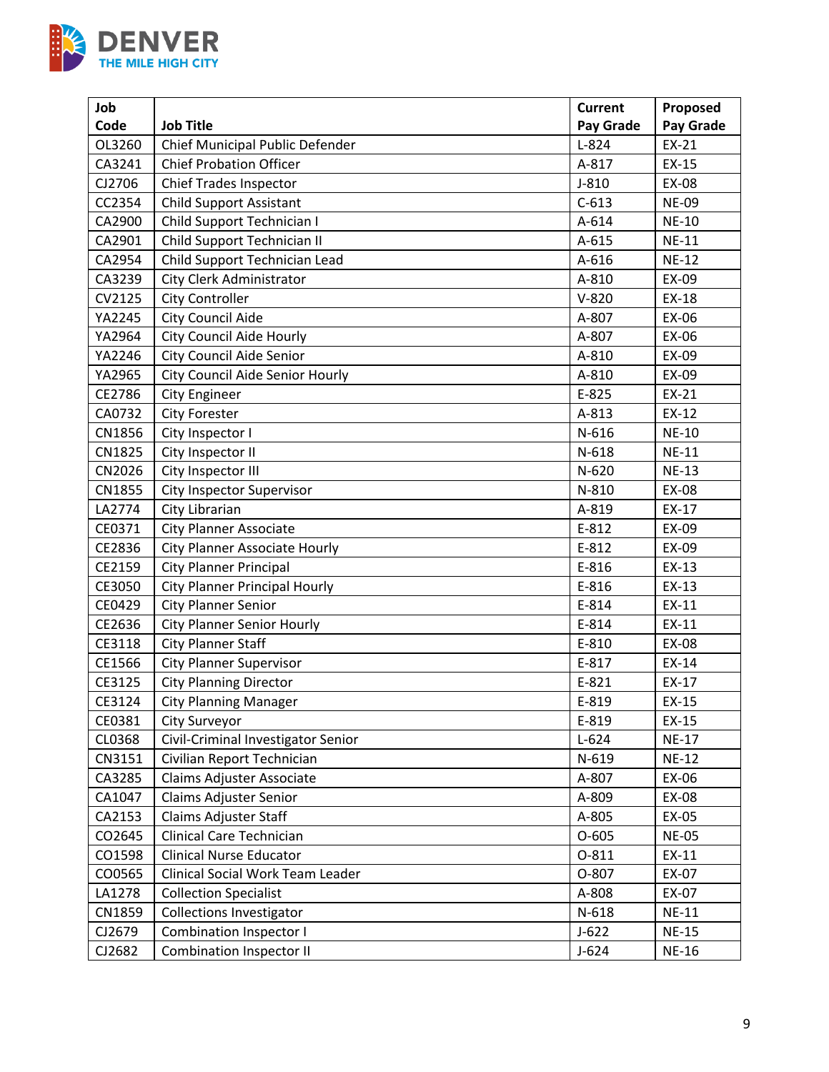| Job Code | Job Title | Current Pay Grade | Proposed Pay Grade |
|---|---|---|---|
| OL3260 | Chief Municipal Public Defender | L-824 | EX-21 |
| CA3241 | Chief Probation Officer | A-817 | EX-15 |
| CJ2706 | Chief Trades Inspector | J-810 | EX-08 |
| CC2354 | Child Support Assistant | C-613 | NE-09 |
| CA2900 | Child Support Technician I | A-614 | NE-10 |
| CA2901 | Child Support Technician II | A-615 | NE-11 |
| CA2954 | Child Support Technician Lead | A-616 | NE-12 |
| CA3239 | City Clerk Administrator | A-810 | EX-09 |
| CV2125 | City Controller | V-820 | EX-18 |
| YA2245 | City Council Aide | A-807 | EX-06 |
| YA2964 | City Council Aide Hourly | A-807 | EX-06 |
| YA2246 | City Council Aide Senior | A-810 | EX-09 |
| YA2965 | City Council Aide Senior Hourly | A-810 | EX-09 |
| CE2786 | City Engineer | E-825 | EX-21 |
| CA0732 | City Forester | A-813 | EX-12 |
| CN1856 | City Inspector I | N-616 | NE-10 |
| CN1825 | City Inspector II | N-618 | NE-11 |
| CN2026 | City Inspector III | N-620 | NE-13 |
| CN1855 | City Inspector Supervisor | N-810 | EX-08 |
| LA2774 | City Librarian | A-819 | EX-17 |
| CE0371 | City Planner Associate | E-812 | EX-09 |
| CE2836 | City Planner Associate Hourly | E-812 | EX-09 |
| CE2159 | City Planner Principal | E-816 | EX-13 |
| CE3050 | City Planner Principal Hourly | E-816 | EX-13 |
| CE0429 | City Planner Senior | E-814 | EX-11 |
| CE2636 | City Planner Senior Hourly | E-814 | EX-11 |
| CE3118 | City Planner Staff | E-810 | EX-08 |
| CE1566 | City Planner Supervisor | E-817 | EX-14 |
| CE3125 | City Planning Director | E-821 | EX-17 |
| CE3124 | City Planning Manager | E-819 | EX-15 |
| CE0381 | City Surveyor | E-819 | EX-15 |
| CL0368 | Civil-Criminal Investigator Senior | L-624 | NE-17 |
| CN3151 | Civilian Report Technician | N-619 | NE-12 |
| CA3285 | Claims Adjuster Associate | A-807 | EX-06 |
| CA1047 | Claims Adjuster Senior | A-809 | EX-08 |
| CA2153 | Claims Adjuster Staff | A-805 | EX-05 |
| CO2645 | Clinical Care Technician | O-605 | NE-05 |
| CO1598 | Clinical Nurse Educator | O-811 | EX-11 |
| CO0565 | Clinical Social Work Team Leader | O-807 | EX-07 |
| LA1278 | Collection Specialist | A-808 | EX-07 |
| CN1859 | Collections Investigator | N-618 | NE-11 |
| CJ2679 | Combination Inspector I | J-622 | NE-15 |
| CJ2682 | Combination Inspector II | J-624 | NE-16 |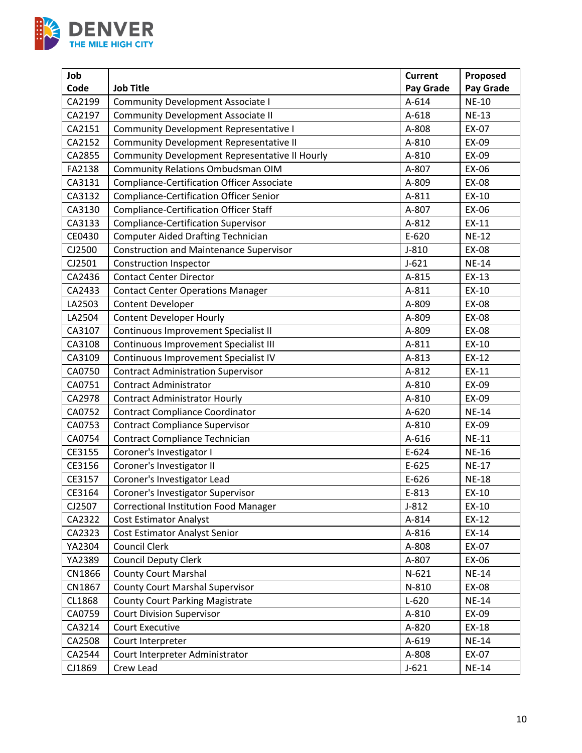| Job Code | Job Title | Current Pay Grade | Proposed Pay Grade |
|---|---|---|---|
| CA2199 | Community Development Associate I | A-614 | NE-10 |
| CA2197 | Community Development Associate II | A-618 | NE-13 |
| CA2151 | Community Development Representative I | A-808 | EX-07 |
| CA2152 | Community Development Representative II | A-810 | EX-09 |
| CA2855 | Community Development Representative II Hourly | A-810 | EX-09 |
| FA2138 | Community Relations Ombudsman OIM | A-807 | EX-06 |
| CA3131 | Compliance-Certification Officer Associate | A-809 | EX-08 |
| CA3132 | Compliance-Certification Officer Senior | A-811 | EX-10 |
| CA3130 | Compliance-Certification Officer Staff | A-807 | EX-06 |
| CA3133 | Compliance-Certification Supervisor | A-812 | EX-11 |
| CE0430 | Computer Aided Drafting Technician | E-620 | NE-12 |
| CJ2500 | Construction and Maintenance Supervisor | J-810 | EX-08 |
| CJ2501 | Construction Inspector | J-621 | NE-14 |
| CA2436 | Contact Center Director | A-815 | EX-13 |
| CA2433 | Contact Center Operations Manager | A-811 | EX-10 |
| LA2503 | Content Developer | A-809 | EX-08 |
| LA2504 | Content Developer Hourly | A-809 | EX-08 |
| CA3107 | Continuous Improvement Specialist II | A-809 | EX-08 |
| CA3108 | Continuous Improvement Specialist III | A-811 | EX-10 |
| CA3109 | Continuous Improvement Specialist IV | A-813 | EX-12 |
| CA0750 | Contract Administration Supervisor | A-812 | EX-11 |
| CA0751 | Contract Administrator | A-810 | EX-09 |
| CA2978 | Contract Administrator Hourly | A-810 | EX-09 |
| CA0752 | Contract Compliance Coordinator | A-620 | NE-14 |
| CA0753 | Contract Compliance Supervisor | A-810 | EX-09 |
| CA0754 | Contract Compliance Technician | A-616 | NE-11 |
| CE3155 | Coroner's Investigator I | E-624 | NE-16 |
| CE3156 | Coroner's Investigator II | E-625 | NE-17 |
| CE3157 | Coroner's Investigator Lead | E-626 | NE-18 |
| CE3164 | Coroner's Investigator Supervisor | E-813 | EX-10 |
| CJ2507 | Correctional Institution Food Manager | J-812 | EX-10 |
| CA2322 | Cost Estimator Analyst | A-814 | EX-12 |
| CA2323 | Cost Estimator Analyst Senior | A-816 | EX-14 |
| YA2304 | Council Clerk | A-808 | EX-07 |
| YA2389 | Council Deputy Clerk | A-807 | EX-06 |
| CN1866 | County Court Marshal | N-621 | NE-14 |
| CN1867 | County Court Marshal Supervisor | N-810 | EX-08 |
| CL1868 | County Court Parking Magistrate | L-620 | NE-14 |
| CA0759 | Court Division Supervisor | A-810 | EX-09 |
| CA3214 | Court Executive | A-820 | EX-18 |
| CA2508 | Court Interpreter | A-619 | NE-14 |
| CA2544 | Court Interpreter Administrator | A-808 | EX-07 |
| CJ1869 | Crew Lead | J-621 | NE-14 |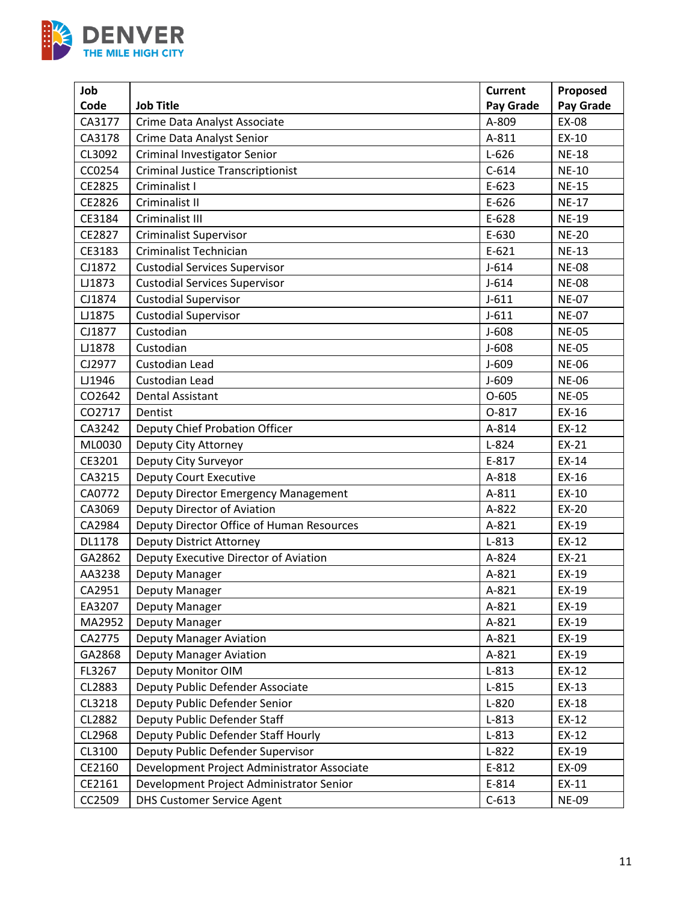| Job Code | Job Title | Current Pay Grade | Proposed Pay Grade |
|---|---|---|---|
| CA3177 | Crime Data Analyst Associate | A-809 | EX-08 |
| CA3178 | Crime Data Analyst Senior | A-811 | EX-10 |
| CL3092 | Criminal Investigator Senior | L-626 | NE-18 |
| CC0254 | Criminal Justice Transcriptionist | C-614 | NE-10 |
| CE2825 | Criminalist I | E-623 | NE-15 |
| CE2826 | Criminalist II | E-626 | NE-17 |
| CE3184 | Criminalist III | E-628 | NE-19 |
| CE2827 | Criminalist Supervisor | E-630 | NE-20 |
| CE3183 | Criminalist Technician | E-621 | NE-13 |
| CJ1872 | Custodial Services Supervisor | J-614 | NE-08 |
| LJ1873 | Custodial Services Supervisor | J-614 | NE-08 |
| CJ1874 | Custodial Supervisor | J-611 | NE-07 |
| LJ1875 | Custodial Supervisor | J-611 | NE-07 |
| CJ1877 | Custodian | J-608 | NE-05 |
| LJ1878 | Custodian | J-608 | NE-05 |
| CJ2977 | Custodian Lead | J-609 | NE-06 |
| LJ1946 | Custodian Lead | J-609 | NE-06 |
| CO2642 | Dental Assistant | O-605 | NE-05 |
| CO2717 | Dentist | O-817 | EX-16 |
| CA3242 | Deputy Chief Probation Officer | A-814 | EX-12 |
| ML0030 | Deputy City Attorney | L-824 | EX-21 |
| CE3201 | Deputy City Surveyor | E-817 | EX-14 |
| CA3215 | Deputy Court Executive | A-818 | EX-16 |
| CA0772 | Deputy Director Emergency Management | A-811 | EX-10 |
| CA3069 | Deputy Director of Aviation | A-822 | EX-20 |
| CA2984 | Deputy Director Office of Human Resources | A-821 | EX-19 |
| DL1178 | Deputy District Attorney | L-813 | EX-12 |
| GA2862 | Deputy Executive Director of Aviation | A-824 | EX-21 |
| AA3238 | Deputy Manager | A-821 | EX-19 |
| CA2951 | Deputy Manager | A-821 | EX-19 |
| EA3207 | Deputy Manager | A-821 | EX-19 |
| MA2952 | Deputy Manager | A-821 | EX-19 |
| CA2775 | Deputy Manager Aviation | A-821 | EX-19 |
| GA2868 | Deputy Manager Aviation | A-821 | EX-19 |
| FL3267 | Deputy Monitor OIM | L-813 | EX-12 |
| CL2883 | Deputy Public Defender Associate | L-815 | EX-13 |
| CL3218 | Deputy Public Defender Senior | L-820 | EX-18 |
| CL2882 | Deputy Public Defender Staff | L-813 | EX-12 |
| CL2968 | Deputy Public Defender Staff Hourly | L-813 | EX-12 |
| CL3100 | Deputy Public Defender Supervisor | L-822 | EX-19 |
| CE2160 | Development Project Administrator Associate | E-812 | EX-09 |
| CE2161 | Development Project Administrator Senior | E-814 | EX-11 |
| CC2509 | DHS Customer Service Agent | C-613 | NE-09 |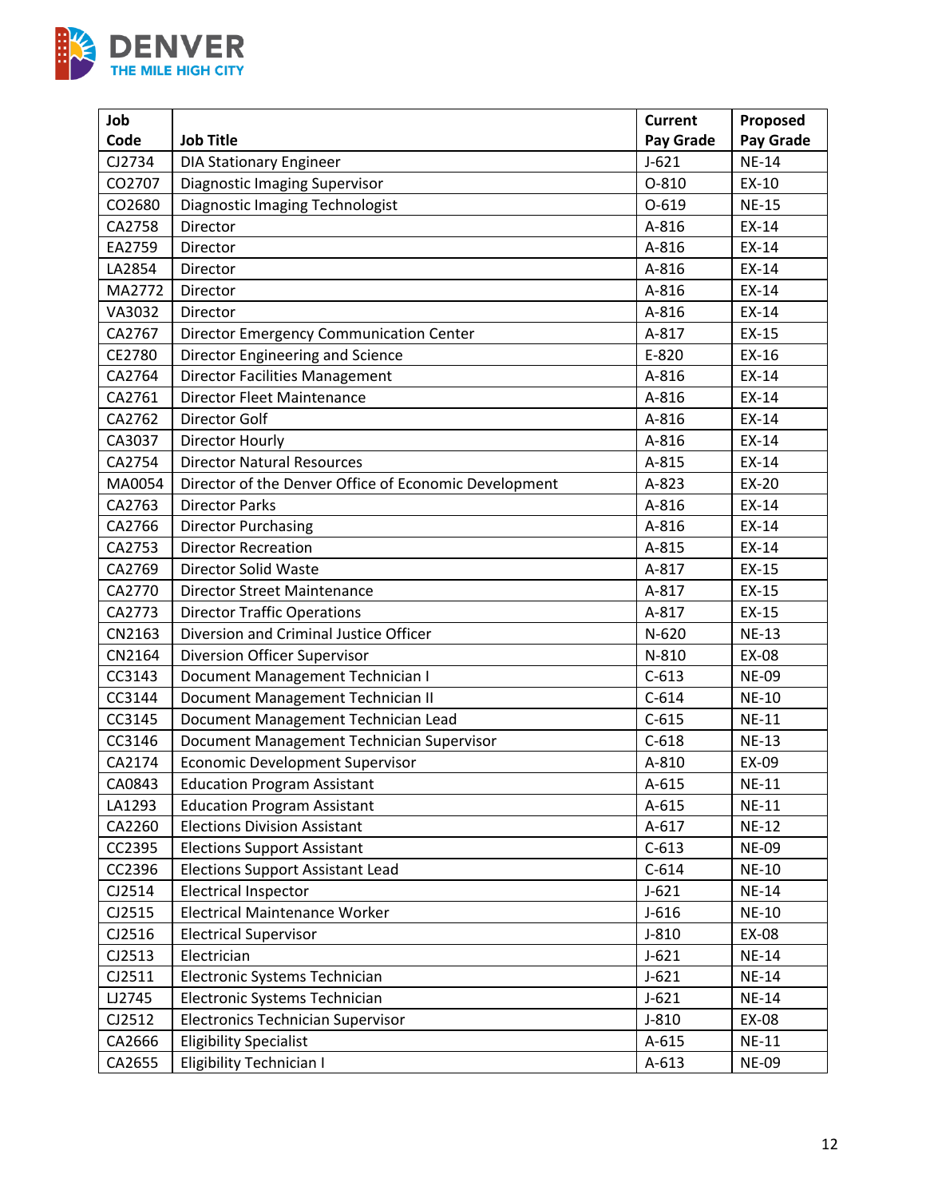| Job Code | Job Title | Current Pay Grade | Proposed Pay Grade |
|---|---|---|---|
| CJ2734 | DIA Stationary Engineer | J-621 | NE-14 |
| CO2707 | Diagnostic Imaging Supervisor | O-810 | EX-10 |
| CO2680 | Diagnostic Imaging Technologist | O-619 | NE-15 |
| CA2758 | Director | A-816 | EX-14 |
| EA2759 | Director | A-816 | EX-14 |
| LA2854 | Director | A-816 | EX-14 |
| MA2772 | Director | A-816 | EX-14 |
| VA3032 | Director | A-816 | EX-14 |
| CA2767 | Director Emergency Communication Center | A-817 | EX-15 |
| CE2780 | Director Engineering and Science | E-820 | EX-16 |
| CA2764 | Director Facilities Management | A-816 | EX-14 |
| CA2761 | Director Fleet Maintenance | A-816 | EX-14 |
| CA2762 | Director Golf | A-816 | EX-14 |
| CA3037 | Director Hourly | A-816 | EX-14 |
| CA2754 | Director Natural Resources | A-815 | EX-14 |
| MA0054 | Director of the Denver Office of Economic Development | A-823 | EX-20 |
| CA2763 | Director Parks | A-816 | EX-14 |
| CA2766 | Director Purchasing | A-816 | EX-14 |
| CA2753 | Director Recreation | A-815 | EX-14 |
| CA2769 | Director Solid Waste | A-817 | EX-15 |
| CA2770 | Director Street Maintenance | A-817 | EX-15 |
| CA2773 | Director Traffic Operations | A-817 | EX-15 |
| CN2163 | Diversion and Criminal Justice Officer | N-620 | NE-13 |
| CN2164 | Diversion Officer Supervisor | N-810 | EX-08 |
| CC3143 | Document Management Technician I | C-613 | NE-09 |
| CC3144 | Document Management Technician II | C-614 | NE-10 |
| CC3145 | Document Management Technician Lead | C-615 | NE-11 |
| CC3146 | Document Management Technician Supervisor | C-618 | NE-13 |
| CA2174 | Economic Development Supervisor | A-810 | EX-09 |
| CA0843 | Education Program Assistant | A-615 | NE-11 |
| LA1293 | Education Program Assistant | A-615 | NE-11 |
| CA2260 | Elections Division Assistant | A-617 | NE-12 |
| CC2395 | Elections Support Assistant | C-613 | NE-09 |
| CC2396 | Elections Support Assistant Lead | C-614 | NE-10 |
| CJ2514 | Electrical Inspector | J-621 | NE-14 |
| CJ2515 | Electrical Maintenance Worker | J-616 | NE-10 |
| CJ2516 | Electrical Supervisor | J-810 | EX-08 |
| CJ2513 | Electrician | J-621 | NE-14 |
| CJ2511 | Electronic Systems Technician | J-621 | NE-14 |
| LJ2745 | Electronic Systems Technician | J-621 | NE-14 |
| CJ2512 | Electronics Technician Supervisor | J-810 | EX-08 |
| CA2666 | Eligibility Specialist | A-615 | NE-11 |
| CA2655 | Eligibility Technician I | A-613 | NE-09 |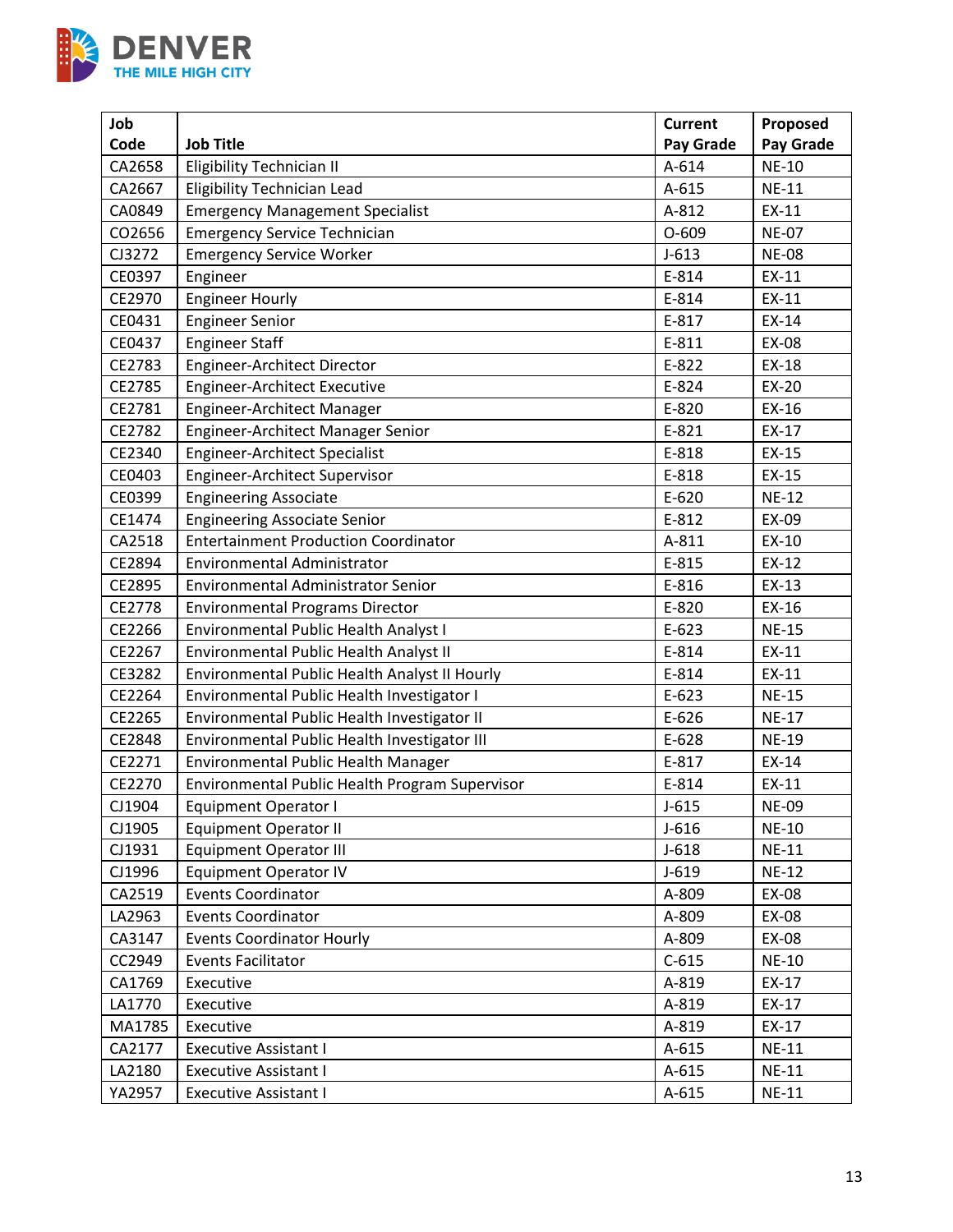| Job Code | Job Title | Current Pay Grade | Proposed Pay Grade |
|---|---|---|---|
| CA2658 | Eligibility Technician II | A-614 | NE-10 |
| CA2667 | Eligibility Technician Lead | A-615 | NE-11 |
| CA0849 | Emergency Management Specialist | A-812 | EX-11 |
| CO2656 | Emergency Service Technician | O-609 | NE-07 |
| CJ3272 | Emergency Service Worker | J-613 | NE-08 |
| CE0397 | Engineer | E-814 | EX-11 |
| CE2970 | Engineer Hourly | E-814 | EX-11 |
| CE0431 | Engineer Senior | E-817 | EX-14 |
| CE0437 | Engineer Staff | E-811 | EX-08 |
| CE2783 | Engineer-Architect Director | E-822 | EX-18 |
| CE2785 | Engineer-Architect Executive | E-824 | EX-20 |
| CE2781 | Engineer-Architect Manager | E-820 | EX-16 |
| CE2782 | Engineer-Architect Manager Senior | E-821 | EX-17 |
| CE2340 | Engineer-Architect Specialist | E-818 | EX-15 |
| CE0403 | Engineer-Architect Supervisor | E-818 | EX-15 |
| CE0399 | Engineering Associate | E-620 | NE-12 |
| CE1474 | Engineering Associate Senior | E-812 | EX-09 |
| CA2518 | Entertainment Production Coordinator | A-811 | EX-10 |
| CE2894 | Environmental Administrator | E-815 | EX-12 |
| CE2895 | Environmental Administrator Senior | E-816 | EX-13 |
| CE2778 | Environmental Programs Director | E-820 | EX-16 |
| CE2266 | Environmental Public Health Analyst I | E-623 | NE-15 |
| CE2267 | Environmental Public Health Analyst II | E-814 | EX-11 |
| CE3282 | Environmental Public Health Analyst II Hourly | E-814 | EX-11 |
| CE2264 | Environmental Public Health Investigator I | E-623 | NE-15 |
| CE2265 | Environmental Public Health Investigator II | E-626 | NE-17 |
| CE2848 | Environmental Public Health Investigator III | E-628 | NE-19 |
| CE2271 | Environmental Public Health Manager | E-817 | EX-14 |
| CE2270 | Environmental Public Health Program Supervisor | E-814 | EX-11 |
| CJ1904 | Equipment Operator I | J-615 | NE-09 |
| CJ1905 | Equipment Operator II | J-616 | NE-10 |
| CJ1931 | Equipment Operator III | J-618 | NE-11 |
| CJ1996 | Equipment Operator IV | J-619 | NE-12 |
| CA2519 | Events Coordinator | A-809 | EX-08 |
| LA2963 | Events Coordinator | A-809 | EX-08 |
| CA3147 | Events Coordinator Hourly | A-809 | EX-08 |
| CC2949 | Events Facilitator | C-615 | NE-10 |
| CA1769 | Executive | A-819 | EX-17 |
| LA1770 | Executive | A-819 | EX-17 |
| MA1785 | Executive | A-819 | EX-17 |
| CA2177 | Executive Assistant I | A-615 | NE-11 |
| LA2180 | Executive Assistant I | A-615 | NE-11 |
| YA2957 | Executive Assistant I | A-615 | NE-11 |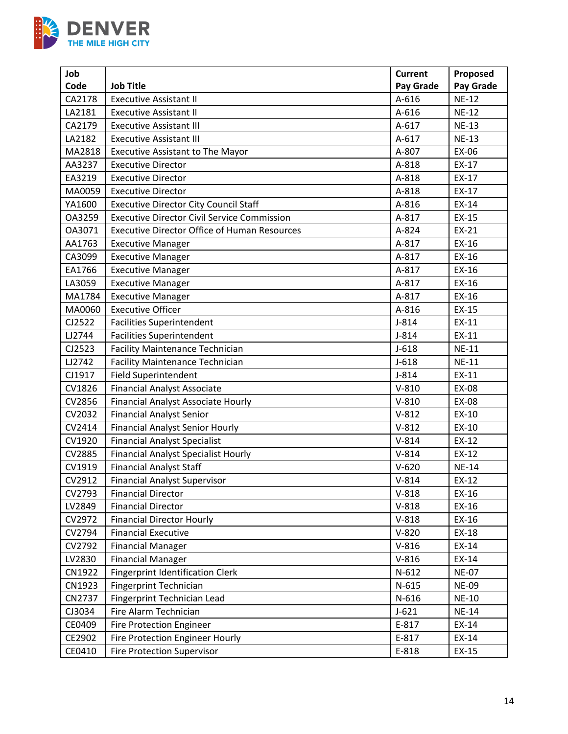| Job Code | Job Title | Current Pay Grade | Proposed Pay Grade |
|---|---|---|---|
| CA2178 | Executive Assistant II | A-616 | NE-12 |
| LA2181 | Executive Assistant II | A-616 | NE-12 |
| CA2179 | Executive Assistant III | A-617 | NE-13 |
| LA2182 | Executive Assistant III | A-617 | NE-13 |
| MA2818 | Executive Assistant to The Mayor | A-807 | EX-06 |
| AA3237 | Executive Director | A-818 | EX-17 |
| EA3219 | Executive Director | A-818 | EX-17 |
| MA0059 | Executive Director | A-818 | EX-17 |
| YA1600 | Executive Director City Council Staff | A-816 | EX-14 |
| OA3259 | Executive Director Civil Service Commission | A-817 | EX-15 |
| OA3071 | Executive Director Office of Human Resources | A-824 | EX-21 |
| AA1763 | Executive Manager | A-817 | EX-16 |
| CA3099 | Executive Manager | A-817 | EX-16 |
| EA1766 | Executive Manager | A-817 | EX-16 |
| LA3059 | Executive Manager | A-817 | EX-16 |
| MA1784 | Executive Manager | A-817 | EX-16 |
| MA0060 | Executive Officer | A-816 | EX-15 |
| CJ2522 | Facilities Superintendent | J-814 | EX-11 |
| LJ2744 | Facilities Superintendent | J-814 | EX-11 |
| CJ2523 | Facility Maintenance Technician | J-618 | NE-11 |
| LJ2742 | Facility Maintenance Technician | J-618 | NE-11 |
| CJ1917 | Field Superintendent | J-814 | EX-11 |
| CV1826 | Financial Analyst Associate | V-810 | EX-08 |
| CV2856 | Financial Analyst Associate Hourly | V-810 | EX-08 |
| CV2032 | Financial Analyst Senior | V-812 | EX-10 |
| CV2414 | Financial Analyst Senior Hourly | V-812 | EX-10 |
| CV1920 | Financial Analyst Specialist | V-814 | EX-12 |
| CV2885 | Financial Analyst Specialist Hourly | V-814 | EX-12 |
| CV1919 | Financial Analyst Staff | V-620 | NE-14 |
| CV2912 | Financial Analyst Supervisor | V-814 | EX-12 |
| CV2793 | Financial Director | V-818 | EX-16 |
| LV2849 | Financial Director | V-818 | EX-16 |
| CV2972 | Financial Director Hourly | V-818 | EX-16 |
| CV2794 | Financial Executive | V-820 | EX-18 |
| CV2792 | Financial Manager | V-816 | EX-14 |
| LV2830 | Financial Manager | V-816 | EX-14 |
| CN1922 | Fingerprint Identification Clerk | N-612 | NE-07 |
| CN1923 | Fingerprint Technician | N-615 | NE-09 |
| CN2737 | Fingerprint Technician Lead | N-616 | NE-10 |
| CJ3034 | Fire Alarm Technician | J-621 | NE-14 |
| CE0409 | Fire Protection Engineer | E-817 | EX-14 |
| CE2902 | Fire Protection Engineer Hourly | E-817 | EX-14 |
| CE0410 | Fire Protection Supervisor | E-818 | EX-15 |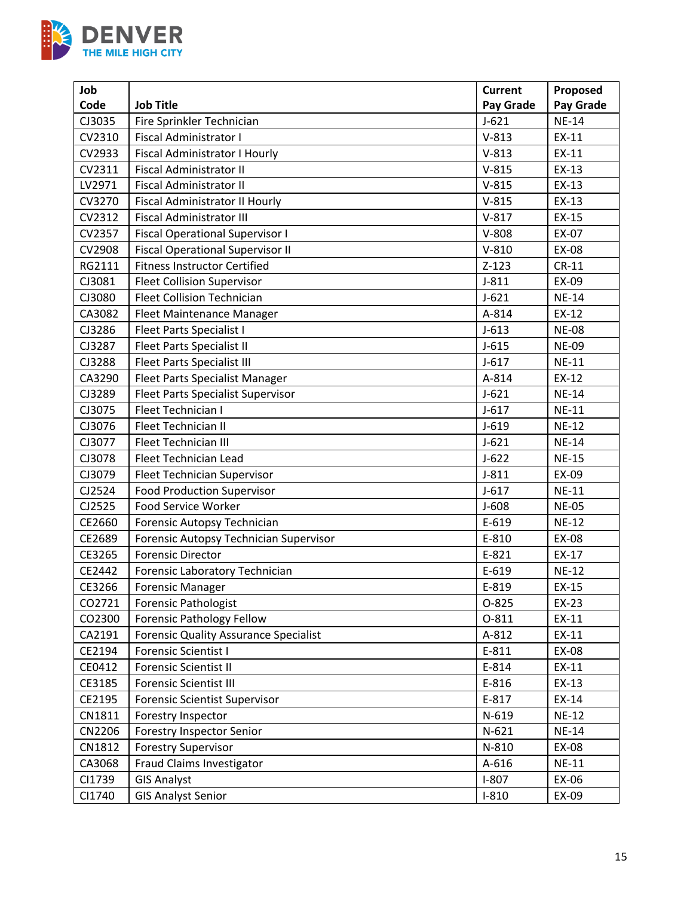| Job Code | Job Title | Current Pay Grade | Proposed Pay Grade |
|---|---|---|---|
| CJ3035 | Fire Sprinkler Technician | J-621 | NE-14 |
| CV2310 | Fiscal Administrator I | V-813 | EX-11 |
| CV2933 | Fiscal Administrator I Hourly | V-813 | EX-11 |
| CV2311 | Fiscal Administrator II | V-815 | EX-13 |
| LV2971 | Fiscal Administrator II | V-815 | EX-13 |
| CV3270 | Fiscal Administrator II Hourly | V-815 | EX-13 |
| CV2312 | Fiscal Administrator III | V-817 | EX-15 |
| CV2357 | Fiscal Operational Supervisor I | V-808 | EX-07 |
| CV2908 | Fiscal Operational Supervisor II | V-810 | EX-08 |
| RG2111 | Fitness Instructor Certified | Z-123 | CR-11 |
| CJ3081 | Fleet Collision Supervisor | J-811 | EX-09 |
| CJ3080 | Fleet Collision Technician | J-621 | NE-14 |
| CA3082 | Fleet Maintenance Manager | A-814 | EX-12 |
| CJ3286 | Fleet Parts Specialist I | J-613 | NE-08 |
| CJ3287 | Fleet Parts Specialist II | J-615 | NE-09 |
| CJ3288 | Fleet Parts Specialist III | J-617 | NE-11 |
| CA3290 | Fleet Parts Specialist Manager | A-814 | EX-12 |
| CJ3289 | Fleet Parts Specialist Supervisor | J-621 | NE-14 |
| CJ3075 | Fleet Technician I | J-617 | NE-11 |
| CJ3076 | Fleet Technician II | J-619 | NE-12 |
| CJ3077 | Fleet Technician III | J-621 | NE-14 |
| CJ3078 | Fleet Technician Lead | J-622 | NE-15 |
| CJ3079 | Fleet Technician Supervisor | J-811 | EX-09 |
| CJ2524 | Food Production Supervisor | J-617 | NE-11 |
| CJ2525 | Food Service Worker | J-608 | NE-05 |
| CE2660 | Forensic Autopsy Technician | E-619 | NE-12 |
| CE2689 | Forensic Autopsy Technician Supervisor | E-810 | EX-08 |
| CE3265 | Forensic Director | E-821 | EX-17 |
| CE2442 | Forensic Laboratory Technician | E-619 | NE-12 |
| CE3266 | Forensic Manager | E-819 | EX-15 |
| CO2721 | Forensic Pathologist | O-825 | EX-23 |
| CO2300 | Forensic Pathology Fellow | O-811 | EX-11 |
| CA2191 | Forensic Quality Assurance Specialist | A-812 | EX-11 |
| CE2194 | Forensic Scientist I | E-811 | EX-08 |
| CE0412 | Forensic Scientist II | E-814 | EX-11 |
| CE3185 | Forensic Scientist III | E-816 | EX-13 |
| CE2195 | Forensic Scientist Supervisor | E-817 | EX-14 |
| CN1811 | Forestry Inspector | N-619 | NE-12 |
| CN2206 | Forestry Inspector Senior | N-621 | NE-14 |
| CN1812 | Forestry Supervisor | N-810 | EX-08 |
| CA3068 | Fraud Claims Investigator | A-616 | NE-11 |
| CI1739 | GIS Analyst | I-807 | EX-06 |
| CI1740 | GIS Analyst Senior | I-810 | EX-09 |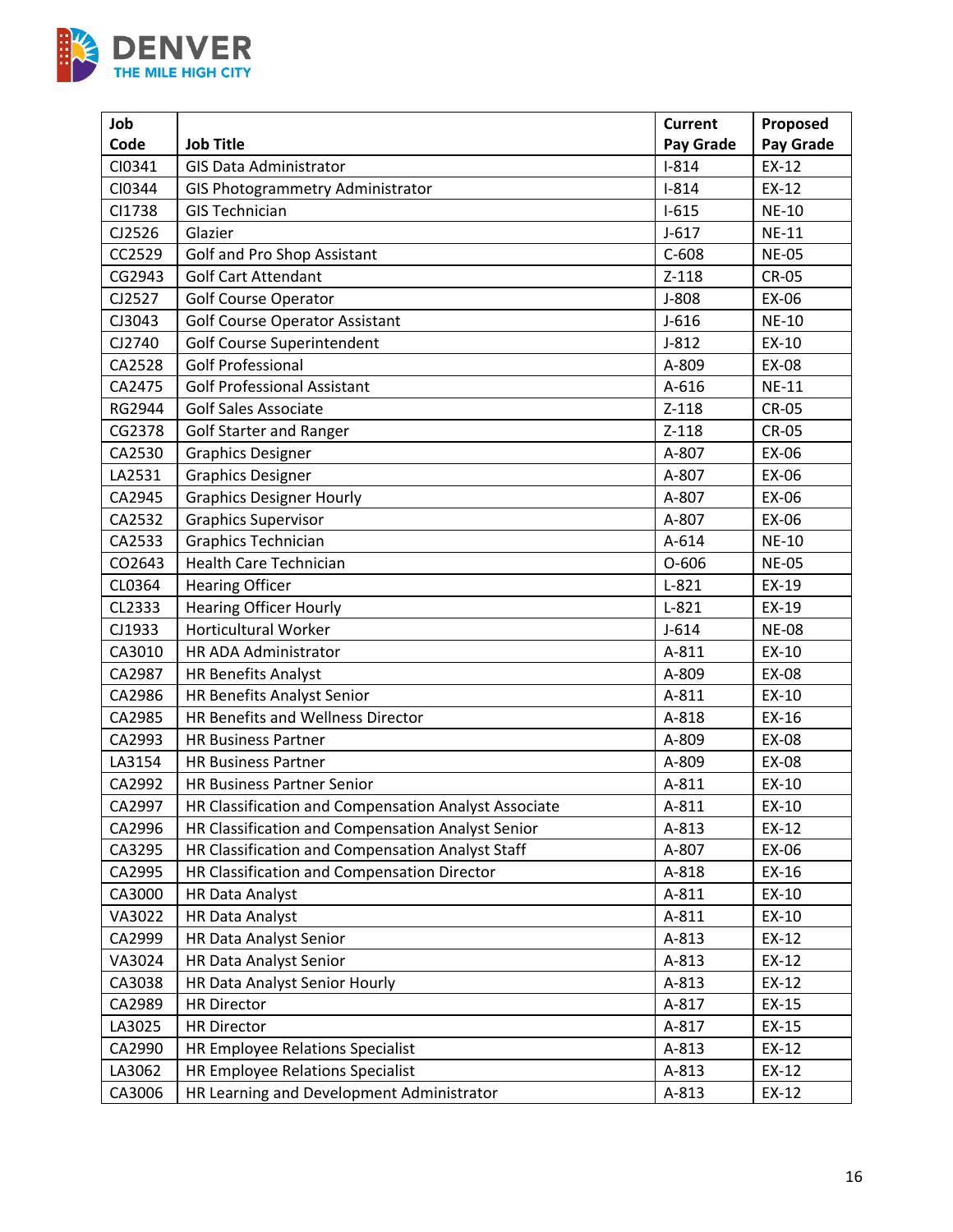| Job Code | Job Title | Current Pay Grade | Proposed Pay Grade |
|---|---|---|---|
| CI0341 | GIS Data Administrator | I-814 | EX-12 |
| CI0344 | GIS Photogrammetry Administrator | I-814 | EX-12 |
| CI1738 | GIS Technician | I-615 | NE-10 |
| CJ2526 | Glazier | J-617 | NE-11 |
| CC2529 | Golf and Pro Shop Assistant | C-608 | NE-05 |
| CG2943 | Golf Cart Attendant | Z-118 | CR-05 |
| CJ2527 | Golf Course Operator | J-808 | EX-06 |
| CJ3043 | Golf Course Operator Assistant | J-616 | NE-10 |
| CJ2740 | Golf Course Superintendent | J-812 | EX-10 |
| CA2528 | Golf Professional | A-809 | EX-08 |
| CA2475 | Golf Professional Assistant | A-616 | NE-11 |
| RG2944 | Golf Sales Associate | Z-118 | CR-05 |
| CG2378 | Golf Starter and Ranger | Z-118 | CR-05 |
| CA2530 | Graphics Designer | A-807 | EX-06 |
| LA2531 | Graphics Designer | A-807 | EX-06 |
| CA2945 | Graphics Designer Hourly | A-807 | EX-06 |
| CA2532 | Graphics Supervisor | A-807 | EX-06 |
| CA2533 | Graphics Technician | A-614 | NE-10 |
| CO2643 | Health Care Technician | O-606 | NE-05 |
| CL0364 | Hearing Officer | L-821 | EX-19 |
| CL2333 | Hearing Officer Hourly | L-821 | EX-19 |
| CJ1933 | Horticultural Worker | J-614 | NE-08 |
| CA3010 | HR ADA Administrator | A-811 | EX-10 |
| CA2987 | HR Benefits Analyst | A-809 | EX-08 |
| CA2986 | HR Benefits Analyst Senior | A-811 | EX-10 |
| CA2985 | HR Benefits and Wellness Director | A-818 | EX-16 |
| CA2993 | HR Business Partner | A-809 | EX-08 |
| LA3154 | HR Business Partner | A-809 | EX-08 |
| CA2992 | HR Business Partner Senior | A-811 | EX-10 |
| CA2997 | HR Classification and Compensation Analyst Associate | A-811 | EX-10 |
| CA2996 | HR Classification and Compensation Analyst Senior | A-813 | EX-12 |
| CA3295 | HR Classification and Compensation Analyst Staff | A-807 | EX-06 |
| CA2995 | HR Classification and Compensation Director | A-818 | EX-16 |
| CA3000 | HR Data Analyst | A-811 | EX-10 |
| VA3022 | HR Data Analyst | A-811 | EX-10 |
| CA2999 | HR Data Analyst Senior | A-813 | EX-12 |
| VA3024 | HR Data Analyst Senior | A-813 | EX-12 |
| CA3038 | HR Data Analyst Senior Hourly | A-813 | EX-12 |
| CA2989 | HR Director | A-817 | EX-15 |
| LA3025 | HR Director | A-817 | EX-15 |
| CA2990 | HR Employee Relations Specialist | A-813 | EX-12 |
| LA3062 | HR Employee Relations Specialist | A-813 | EX-12 |
| CA3006 | HR Learning and Development Administrator | A-813 | EX-12 |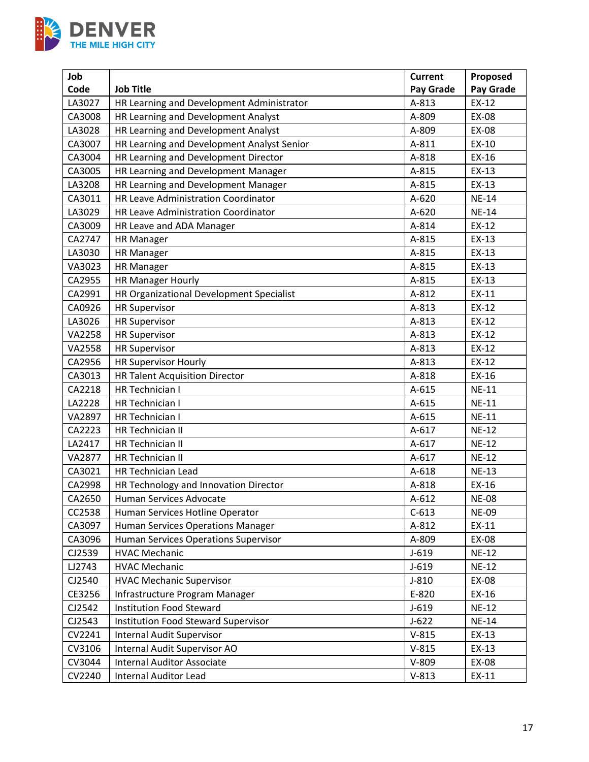| Job Code | Job Title | Current Pay Grade | Proposed Pay Grade |
|---|---|---|---|
| LA3027 | HR Learning and Development Administrator | A-813 | EX-12 |
| CA3008 | HR Learning and Development Analyst | A-809 | EX-08 |
| LA3028 | HR Learning and Development Analyst | A-809 | EX-08 |
| CA3007 | HR Learning and Development Analyst Senior | A-811 | EX-10 |
| CA3004 | HR Learning and Development Director | A-818 | EX-16 |
| CA3005 | HR Learning and Development Manager | A-815 | EX-13 |
| LA3208 | HR Learning and Development Manager | A-815 | EX-13 |
| CA3011 | HR Leave Administration Coordinator | A-620 | NE-14 |
| LA3029 | HR Leave Administration Coordinator | A-620 | NE-14 |
| CA3009 | HR Leave and ADA Manager | A-814 | EX-12 |
| CA2747 | HR Manager | A-815 | EX-13 |
| LA3030 | HR Manager | A-815 | EX-13 |
| VA3023 | HR Manager | A-815 | EX-13 |
| CA2955 | HR Manager Hourly | A-815 | EX-13 |
| CA2991 | HR Organizational Development Specialist | A-812 | EX-11 |
| CA0926 | HR Supervisor | A-813 | EX-12 |
| LA3026 | HR Supervisor | A-813 | EX-12 |
| VA2258 | HR Supervisor | A-813 | EX-12 |
| VA2558 | HR Supervisor | A-813 | EX-12 |
| CA2956 | HR Supervisor Hourly | A-813 | EX-12 |
| CA3013 | HR Talent Acquisition Director | A-818 | EX-16 |
| CA2218 | HR Technician I | A-615 | NE-11 |
| LA2228 | HR Technician I | A-615 | NE-11 |
| VA2897 | HR Technician I | A-615 | NE-11 |
| CA2223 | HR Technician II | A-617 | NE-12 |
| LA2417 | HR Technician II | A-617 | NE-12 |
| VA2877 | HR Technician II | A-617 | NE-12 |
| CA3021 | HR Technician Lead | A-618 | NE-13 |
| CA2998 | HR Technology and Innovation Director | A-818 | EX-16 |
| CA2650 | Human Services Advocate | A-612 | NE-08 |
| CC2538 | Human Services Hotline Operator | C-613 | NE-09 |
| CA3097 | Human Services Operations Manager | A-812 | EX-11 |
| CA3096 | Human Services Operations Supervisor | A-809 | EX-08 |
| CJ2539 | HVAC Mechanic | J-619 | NE-12 |
| LJ2743 | HVAC Mechanic | J-619 | NE-12 |
| CJ2540 | HVAC Mechanic Supervisor | J-810 | EX-08 |
| CE3256 | Infrastructure Program Manager | E-820 | EX-16 |
| CJ2542 | Institution Food Steward | J-619 | NE-12 |
| CJ2543 | Institution Food Steward Supervisor | J-622 | NE-14 |
| CV2241 | Internal Audit Supervisor | V-815 | EX-13 |
| CV3106 | Internal Audit Supervisor AO | V-815 | EX-13 |
| CV3044 | Internal Auditor Associate | V-809 | EX-08 |
| CV2240 | Internal Auditor Lead | V-813 | EX-11 |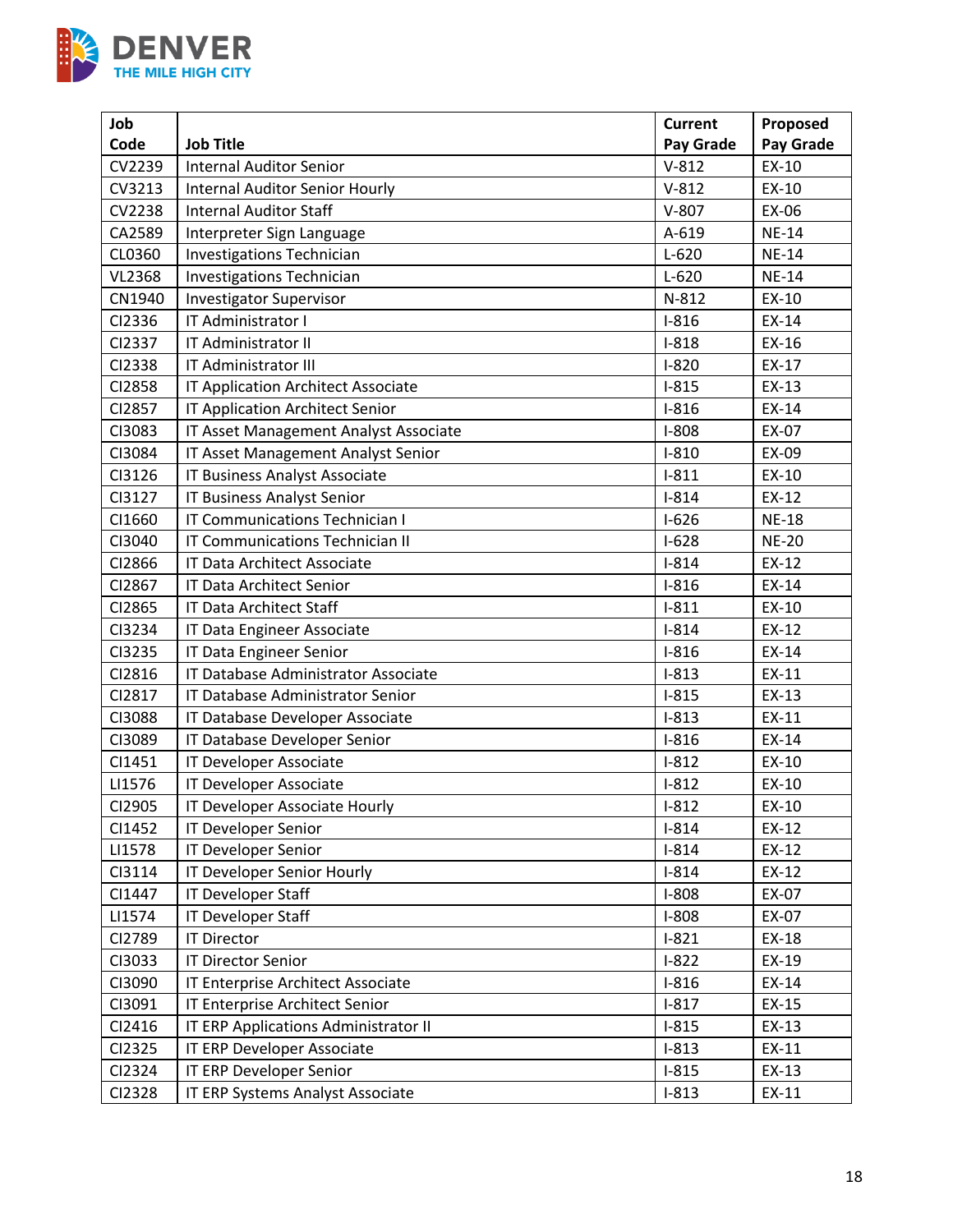| Job Code | Job Title | Current Pay Grade | Proposed Pay Grade |
|---|---|---|---|
| CV2239 | Internal Auditor Senior | V-812 | EX-10 |
| CV3213 | Internal Auditor Senior Hourly | V-812 | EX-10 |
| CV2238 | Internal Auditor Staff | V-807 | EX-06 |
| CA2589 | Interpreter Sign Language | A-619 | NE-14 |
| CL0360 | Investigations Technician | L-620 | NE-14 |
| VL2368 | Investigations Technician | L-620 | NE-14 |
| CN1940 | Investigator Supervisor | N-812 | EX-10 |
| CI2336 | IT Administrator I | I-816 | EX-14 |
| CI2337 | IT Administrator II | I-818 | EX-16 |
| CI2338 | IT Administrator III | I-820 | EX-17 |
| CI2858 | IT Application Architect Associate | I-815 | EX-13 |
| CI2857 | IT Application Architect Senior | I-816 | EX-14 |
| CI3083 | IT Asset Management Analyst Associate | I-808 | EX-07 |
| CI3084 | IT Asset Management Analyst Senior | I-810 | EX-09 |
| CI3126 | IT Business Analyst Associate | I-811 | EX-10 |
| CI3127 | IT Business Analyst Senior | I-814 | EX-12 |
| CI1660 | IT Communications Technician I | I-626 | NE-18 |
| CI3040 | IT Communications Technician II | I-628 | NE-20 |
| CI2866 | IT Data Architect Associate | I-814 | EX-12 |
| CI2867 | IT Data Architect Senior | I-816 | EX-14 |
| CI2865 | IT Data Architect Staff | I-811 | EX-10 |
| CI3234 | IT Data Engineer Associate | I-814 | EX-12 |
| CI3235 | IT Data Engineer Senior | I-816 | EX-14 |
| CI2816 | IT Database Administrator Associate | I-813 | EX-11 |
| CI2817 | IT Database Administrator Senior | I-815 | EX-13 |
| CI3088 | IT Database Developer Associate | I-813 | EX-11 |
| CI3089 | IT Database Developer Senior | I-816 | EX-14 |
| CI1451 | IT Developer Associate | I-812 | EX-10 |
| LI1576 | IT Developer Associate | I-812 | EX-10 |
| CI2905 | IT Developer Associate Hourly | I-812 | EX-10 |
| CI1452 | IT Developer Senior | I-814 | EX-12 |
| LI1578 | IT Developer Senior | I-814 | EX-12 |
| CI3114 | IT Developer Senior Hourly | I-814 | EX-12 |
| CI1447 | IT Developer Staff | I-808 | EX-07 |
| LI1574 | IT Developer Staff | I-808 | EX-07 |
| CI2789 | IT Director | I-821 | EX-18 |
| CI3033 | IT Director Senior | I-822 | EX-19 |
| CI3090 | IT Enterprise Architect Associate | I-816 | EX-14 |
| CI3091 | IT Enterprise Architect Senior | I-817 | EX-15 |
| CI2416 | IT ERP Applications Administrator II | I-815 | EX-13 |
| CI2325 | IT ERP Developer Associate | I-813 | EX-11 |
| CI2324 | IT ERP Developer Senior | I-815 | EX-13 |
| CI2328 | IT ERP Systems Analyst Associate | I-813 | EX-11 |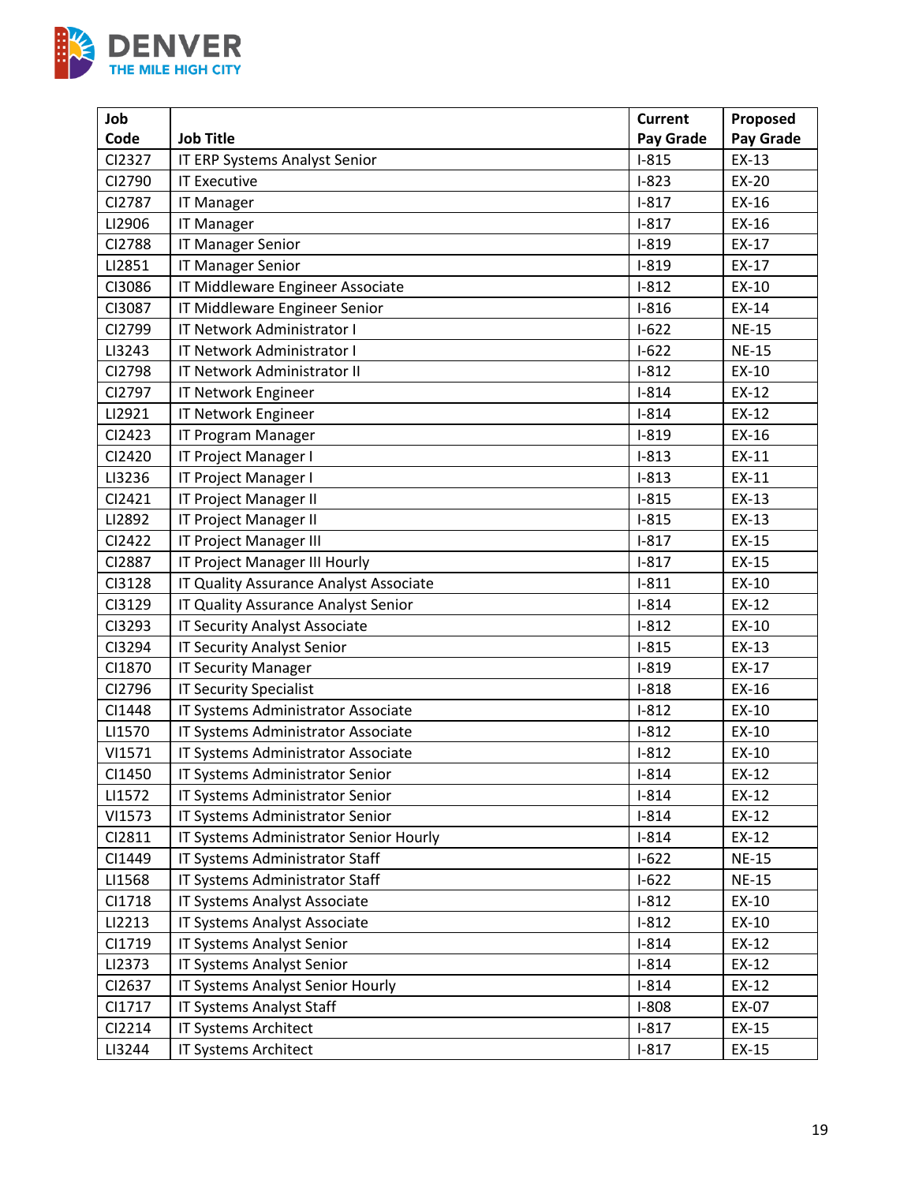| Job Code | Job Title | Current Pay Grade | Proposed Pay Grade |
|---|---|---|---|
| CI2327 | IT ERP Systems Analyst Senior | I-815 | EX-13 |
| CI2790 | IT Executive | I-823 | EX-20 |
| CI2787 | IT Manager | I-817 | EX-16 |
| LI2906 | IT Manager | I-817 | EX-16 |
| CI2788 | IT Manager Senior | I-819 | EX-17 |
| LI2851 | IT Manager Senior | I-819 | EX-17 |
| CI3086 | IT Middleware Engineer Associate | I-812 | EX-10 |
| CI3087 | IT Middleware Engineer Senior | I-816 | EX-14 |
| CI2799 | IT Network Administrator I | I-622 | NE-15 |
| LI3243 | IT Network Administrator I | I-622 | NE-15 |
| CI2798 | IT Network Administrator II | I-812 | EX-10 |
| CI2797 | IT Network Engineer | I-814 | EX-12 |
| LI2921 | IT Network Engineer | I-814 | EX-12 |
| CI2423 | IT Program Manager | I-819 | EX-16 |
| CI2420 | IT Project Manager I | I-813 | EX-11 |
| LI3236 | IT Project Manager I | I-813 | EX-11 |
| CI2421 | IT Project Manager II | I-815 | EX-13 |
| LI2892 | IT Project Manager II | I-815 | EX-13 |
| CI2422 | IT Project Manager III | I-817 | EX-15 |
| CI2887 | IT Project Manager III Hourly | I-817 | EX-15 |
| CI3128 | IT Quality Assurance Analyst Associate | I-811 | EX-10 |
| CI3129 | IT Quality Assurance Analyst Senior | I-814 | EX-12 |
| CI3293 | IT Security Analyst Associate | I-812 | EX-10 |
| CI3294 | IT Security Analyst Senior | I-815 | EX-13 |
| CI1870 | IT Security Manager | I-819 | EX-17 |
| CI2796 | IT Security Specialist | I-818 | EX-16 |
| CI1448 | IT Systems Administrator Associate | I-812 | EX-10 |
| LI1570 | IT Systems Administrator Associate | I-812 | EX-10 |
| VI1571 | IT Systems Administrator Associate | I-812 | EX-10 |
| CI1450 | IT Systems Administrator Senior | I-814 | EX-12 |
| LI1572 | IT Systems Administrator Senior | I-814 | EX-12 |
| VI1573 | IT Systems Administrator Senior | I-814 | EX-12 |
| CI2811 | IT Systems Administrator Senior Hourly | I-814 | EX-12 |
| CI1449 | IT Systems Administrator Staff | I-622 | NE-15 |
| LI1568 | IT Systems Administrator Staff | I-622 | NE-15 |
| CI1718 | IT Systems Analyst Associate | I-812 | EX-10 |
| LI2213 | IT Systems Analyst Associate | I-812 | EX-10 |
| CI1719 | IT Systems Analyst Senior | I-814 | EX-12 |
| LI2373 | IT Systems Analyst Senior | I-814 | EX-12 |
| CI2637 | IT Systems Analyst Senior Hourly | I-814 | EX-12 |
| CI1717 | IT Systems Analyst Staff | I-808 | EX-07 |
| CI2214 | IT Systems Architect | I-817 | EX-15 |
| LI3244 | IT Systems Architect | I-817 | EX-15 |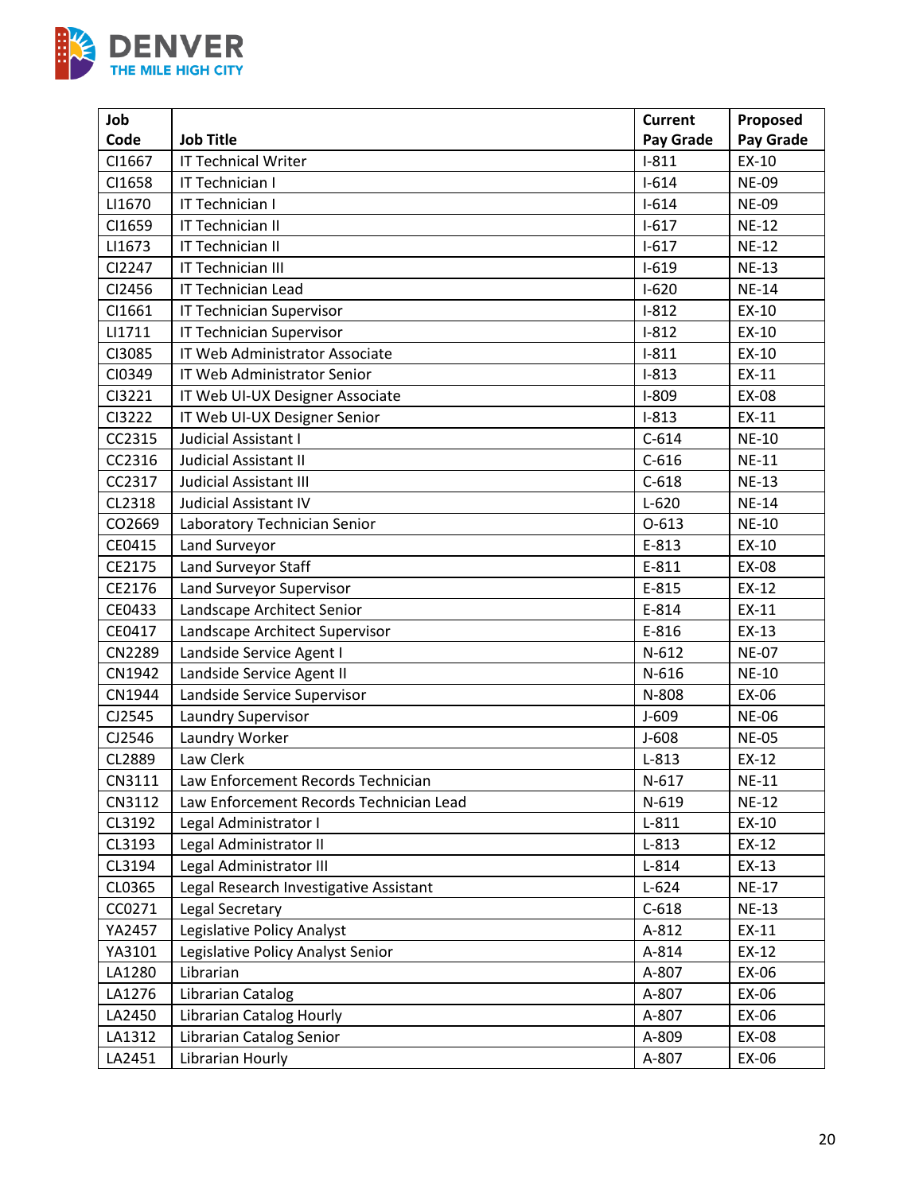| Job Code | Job Title | Current Pay Grade | Proposed Pay Grade |
|---|---|---|---|
| CI1667 | IT Technical Writer | I-811 | EX-10 |
| CI1658 | IT Technician I | I-614 | NE-09 |
| LI1670 | IT Technician I | I-614 | NE-09 |
| CI1659 | IT Technician II | I-617 | NE-12 |
| LI1673 | IT Technician II | I-617 | NE-12 |
| CI2247 | IT Technician III | I-619 | NE-13 |
| CI2456 | IT Technician Lead | I-620 | NE-14 |
| CI1661 | IT Technician Supervisor | I-812 | EX-10 |
| LI1711 | IT Technician Supervisor | I-812 | EX-10 |
| CI3085 | IT Web Administrator Associate | I-811 | EX-10 |
| CI0349 | IT Web Administrator Senior | I-813 | EX-11 |
| CI3221 | IT Web UI-UX Designer Associate | I-809 | EX-08 |
| CI3222 | IT Web UI-UX Designer Senior | I-813 | EX-11 |
| CC2315 | Judicial Assistant I | C-614 | NE-10 |
| CC2316 | Judicial Assistant II | C-616 | NE-11 |
| CC2317 | Judicial Assistant III | C-618 | NE-13 |
| CL2318 | Judicial Assistant IV | L-620 | NE-14 |
| CO2669 | Laboratory Technician Senior | O-613 | NE-10 |
| CE0415 | Land Surveyor | E-813 | EX-10 |
| CE2175 | Land Surveyor Staff | E-811 | EX-08 |
| CE2176 | Land Surveyor Supervisor | E-815 | EX-12 |
| CE0433 | Landscape Architect Senior | E-814 | EX-11 |
| CE0417 | Landscape Architect Supervisor | E-816 | EX-13 |
| CN2289 | Landside Service Agent I | N-612 | NE-07 |
| CN1942 | Landside Service Agent II | N-616 | NE-10 |
| CN1944 | Landside Service Supervisor | N-808 | EX-06 |
| CJ2545 | Laundry Supervisor | J-609 | NE-06 |
| CJ2546 | Laundry Worker | J-608 | NE-05 |
| CL2889 | Law Clerk | L-813 | EX-12 |
| CN3111 | Law Enforcement Records Technician | N-617 | NE-11 |
| CN3112 | Law Enforcement Records Technician Lead | N-619 | NE-12 |
| CL3192 | Legal Administrator I | L-811 | EX-10 |
| CL3193 | Legal Administrator II | L-813 | EX-12 |
| CL3194 | Legal Administrator III | L-814 | EX-13 |
| CL0365 | Legal Research Investigative Assistant | L-624 | NE-17 |
| CC0271 | Legal Secretary | C-618 | NE-13 |
| YA2457 | Legislative Policy Analyst | A-812 | EX-11 |
| YA3101 | Legislative Policy Analyst Senior | A-814 | EX-12 |
| LA1280 | Librarian | A-807 | EX-06 |
| LA1276 | Librarian Catalog | A-807 | EX-06 |
| LA2450 | Librarian Catalog Hourly | A-807 | EX-06 |
| LA1312 | Librarian Catalog Senior | A-809 | EX-08 |
| LA2451 | Librarian Hourly | A-807 | EX-06 |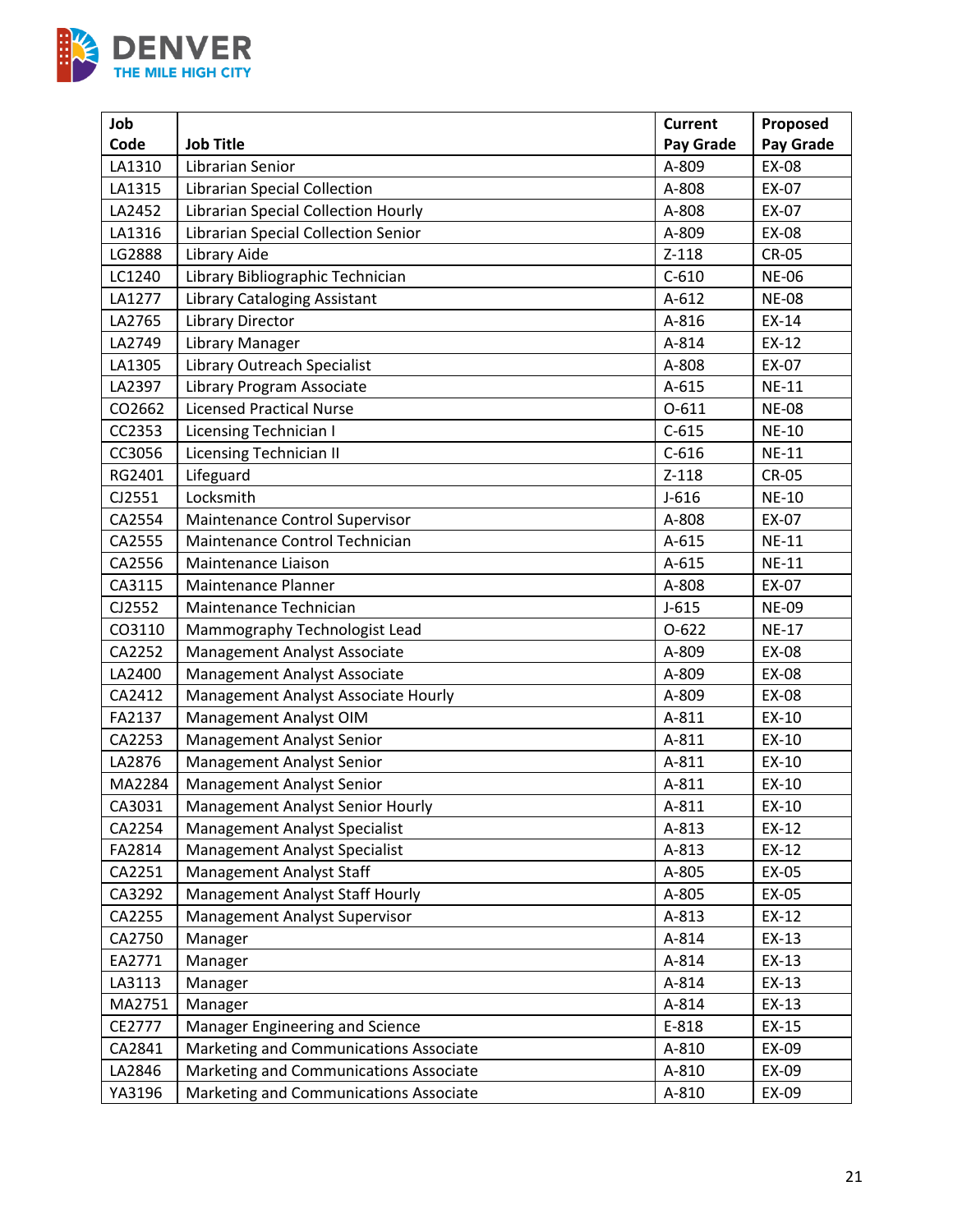| Job Code | Job Title | Current Pay Grade | Proposed Pay Grade |
|---|---|---|---|
| LA1310 | Librarian Senior | A-809 | EX-08 |
| LA1315 | Librarian Special Collection | A-808 | EX-07 |
| LA2452 | Librarian Special Collection Hourly | A-808 | EX-07 |
| LA1316 | Librarian Special Collection Senior | A-809 | EX-08 |
| LG2888 | Library Aide | Z-118 | CR-05 |
| LC1240 | Library Bibliographic Technician | C-610 | NE-06 |
| LA1277 | Library Cataloging Assistant | A-612 | NE-08 |
| LA2765 | Library Director | A-816 | EX-14 |
| LA2749 | Library Manager | A-814 | EX-12 |
| LA1305 | Library Outreach Specialist | A-808 | EX-07 |
| LA2397 | Library Program Associate | A-615 | NE-11 |
| CO2662 | Licensed Practical Nurse | O-611 | NE-08 |
| CC2353 | Licensing Technician I | C-615 | NE-10 |
| CC3056 | Licensing Technician II | C-616 | NE-11 |
| RG2401 | Lifeguard | Z-118 | CR-05 |
| CJ2551 | Locksmith | J-616 | NE-10 |
| CA2554 | Maintenance Control Supervisor | A-808 | EX-07 |
| CA2555 | Maintenance Control Technician | A-615 | NE-11 |
| CA2556 | Maintenance Liaison | A-615 | NE-11 |
| CA3115 | Maintenance Planner | A-808 | EX-07 |
| CJ2552 | Maintenance Technician | J-615 | NE-09 |
| CO3110 | Mammography Technologist Lead | O-622 | NE-17 |
| CA2252 | Management Analyst Associate | A-809 | EX-08 |
| LA2400 | Management Analyst Associate | A-809 | EX-08 |
| CA2412 | Management Analyst Associate Hourly | A-809 | EX-08 |
| FA2137 | Management Analyst OIM | A-811 | EX-10 |
| CA2253 | Management Analyst Senior | A-811 | EX-10 |
| LA2876 | Management Analyst Senior | A-811 | EX-10 |
| MA2284 | Management Analyst Senior | A-811 | EX-10 |
| CA3031 | Management Analyst Senior Hourly | A-811 | EX-10 |
| CA2254 | Management Analyst Specialist | A-813 | EX-12 |
| FA2814 | Management Analyst Specialist | A-813 | EX-12 |
| CA2251 | Management Analyst Staff | A-805 | EX-05 |
| CA3292 | Management Analyst Staff Hourly | A-805 | EX-05 |
| CA2255 | Management Analyst Supervisor | A-813 | EX-12 |
| CA2750 | Manager | A-814 | EX-13 |
| EA2771 | Manager | A-814 | EX-13 |
| LA3113 | Manager | A-814 | EX-13 |
| MA2751 | Manager | A-814 | EX-13 |
| CE2777 | Manager Engineering and Science | E-818 | EX-15 |
| CA2841 | Marketing and Communications Associate | A-810 | EX-09 |
| LA2846 | Marketing and Communications Associate | A-810 | EX-09 |
| YA3196 | Marketing and Communications Associate | A-810 | EX-09 |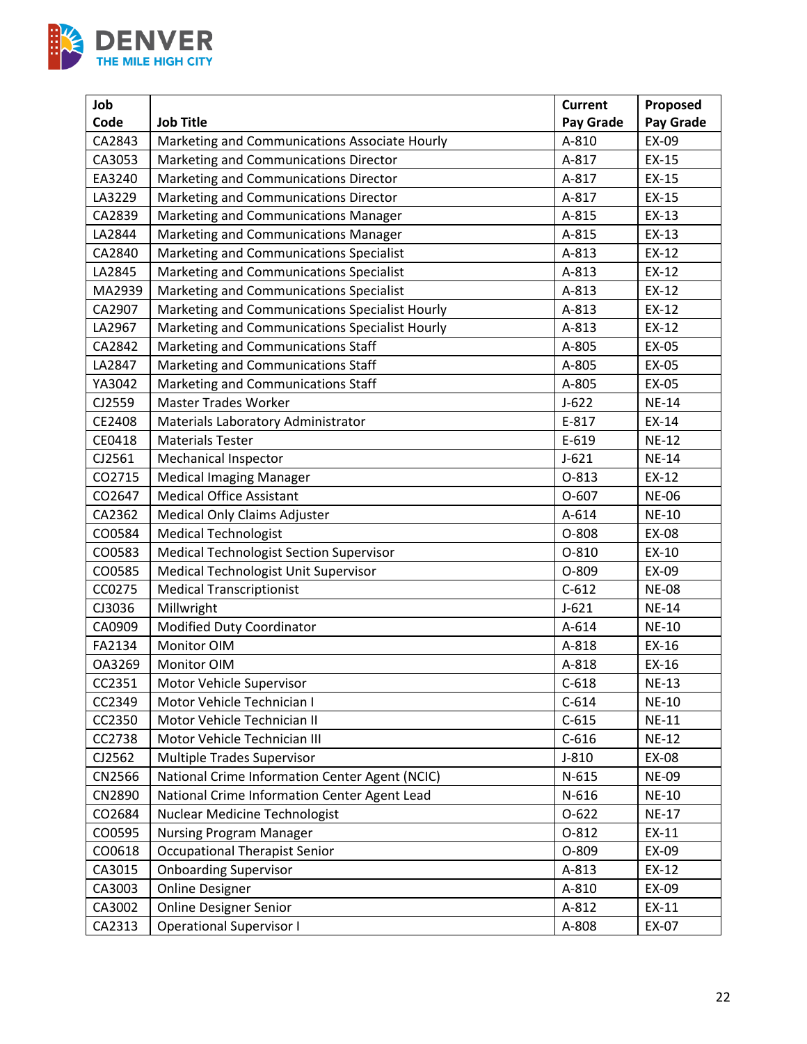| Job Code | Job Title | Current Pay Grade | Proposed Pay Grade |
|---|---|---|---|
| CA2843 | Marketing and Communications Associate Hourly | A-810 | EX-09 |
| CA3053 | Marketing and Communications Director | A-817 | EX-15 |
| EA3240 | Marketing and Communications Director | A-817 | EX-15 |
| LA3229 | Marketing and Communications Director | A-817 | EX-15 |
| CA2839 | Marketing and Communications Manager | A-815 | EX-13 |
| LA2844 | Marketing and Communications Manager | A-815 | EX-13 |
| CA2840 | Marketing and Communications Specialist | A-813 | EX-12 |
| LA2845 | Marketing and Communications Specialist | A-813 | EX-12 |
| MA2939 | Marketing and Communications Specialist | A-813 | EX-12 |
| CA2907 | Marketing and Communications Specialist Hourly | A-813 | EX-12 |
| LA2967 | Marketing and Communications Specialist Hourly | A-813 | EX-12 |
| CA2842 | Marketing and Communications Staff | A-805 | EX-05 |
| LA2847 | Marketing and Communications Staff | A-805 | EX-05 |
| YA3042 | Marketing and Communications Staff | A-805 | EX-05 |
| CJ2559 | Master Trades Worker | J-622 | NE-14 |
| CE2408 | Materials Laboratory Administrator | E-817 | EX-14 |
| CE0418 | Materials Tester | E-619 | NE-12 |
| CJ2561 | Mechanical Inspector | J-621 | NE-14 |
| CO2715 | Medical Imaging Manager | O-813 | EX-12 |
| CO2647 | Medical Office Assistant | O-607 | NE-06 |
| CA2362 | Medical Only Claims Adjuster | A-614 | NE-10 |
| CO0584 | Medical Technologist | O-808 | EX-08 |
| CO0583 | Medical Technologist Section Supervisor | O-810 | EX-10 |
| CO0585 | Medical Technologist Unit Supervisor | O-809 | EX-09 |
| CC0275 | Medical Transcriptionist | C-612 | NE-08 |
| CJ3036 | Millwright | J-621 | NE-14 |
| CA0909 | Modified Duty Coordinator | A-614 | NE-10 |
| FA2134 | Monitor OIM | A-818 | EX-16 |
| OA3269 | Monitor OIM | A-818 | EX-16 |
| CC2351 | Motor Vehicle Supervisor | C-618 | NE-13 |
| CC2349 | Motor Vehicle Technician I | C-614 | NE-10 |
| CC2350 | Motor Vehicle Technician II | C-615 | NE-11 |
| CC2738 | Motor Vehicle Technician III | C-616 | NE-12 |
| CJ2562 | Multiple Trades Supervisor | J-810 | EX-08 |
| CN2566 | National Crime Information Center Agent (NCIC) | N-615 | NE-09 |
| CN2890 | National Crime Information Center Agent Lead | N-616 | NE-10 |
| CO2684 | Nuclear Medicine Technologist | O-622 | NE-17 |
| CO0595 | Nursing Program Manager | O-812 | EX-11 |
| CO0618 | Occupational Therapist Senior | O-809 | EX-09 |
| CA3015 | Onboarding Supervisor | A-813 | EX-12 |
| CA3003 | Online Designer | A-810 | EX-09 |
| CA3002 | Online Designer Senior | A-812 | EX-11 |
| CA2313 | Operational Supervisor I | A-808 | EX-07 |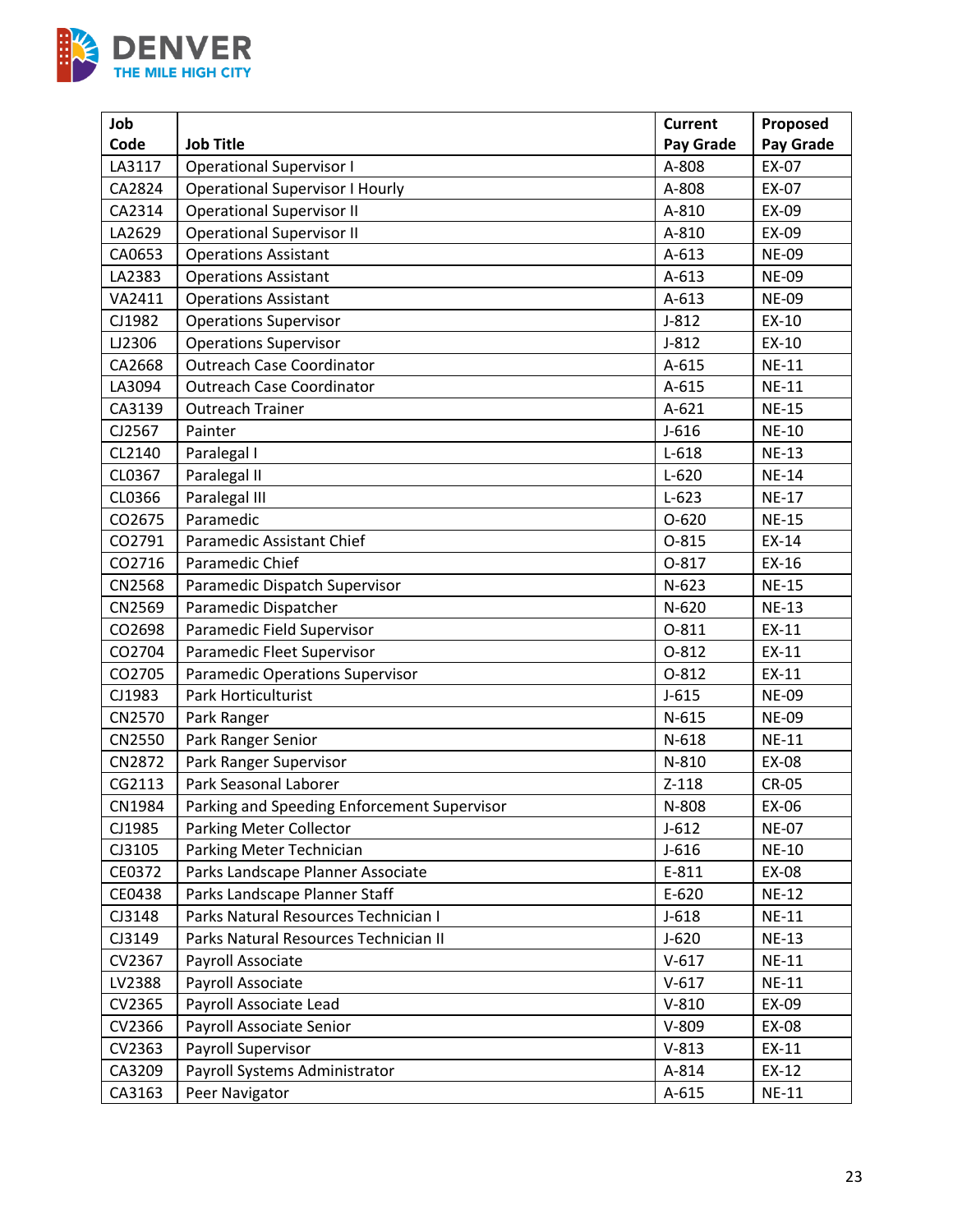| Job Code | Job Title | Current Pay Grade | Proposed Pay Grade |
|---|---|---|---|
| LA3117 | Operational Supervisor I | A-808 | EX-07 |
| CA2824 | Operational Supervisor I Hourly | A-808 | EX-07 |
| CA2314 | Operational Supervisor II | A-810 | EX-09 |
| LA2629 | Operational Supervisor II | A-810 | EX-09 |
| CA0653 | Operations Assistant | A-613 | NE-09 |
| LA2383 | Operations Assistant | A-613 | NE-09 |
| VA2411 | Operations Assistant | A-613 | NE-09 |
| CJ1982 | Operations Supervisor | J-812 | EX-10 |
| LJ2306 | Operations Supervisor | J-812 | EX-10 |
| CA2668 | Outreach Case Coordinator | A-615 | NE-11 |
| LA3094 | Outreach Case Coordinator | A-615 | NE-11 |
| CA3139 | Outreach Trainer | A-621 | NE-15 |
| CJ2567 | Painter | J-616 | NE-10 |
| CL2140 | Paralegal I | L-618 | NE-13 |
| CL0367 | Paralegal II | L-620 | NE-14 |
| CL0366 | Paralegal III | L-623 | NE-17 |
| CO2675 | Paramedic | O-620 | NE-15 |
| CO2791 | Paramedic Assistant Chief | O-815 | EX-14 |
| CO2716 | Paramedic Chief | O-817 | EX-16 |
| CN2568 | Paramedic Dispatch Supervisor | N-623 | NE-15 |
| CN2569 | Paramedic Dispatcher | N-620 | NE-13 |
| CO2698 | Paramedic Field Supervisor | O-811 | EX-11 |
| CO2704 | Paramedic Fleet Supervisor | O-812 | EX-11 |
| CO2705 | Paramedic Operations Supervisor | O-812 | EX-11 |
| CJ1983 | Park Horticulturist | J-615 | NE-09 |
| CN2570 | Park Ranger | N-615 | NE-09 |
| CN2550 | Park Ranger Senior | N-618 | NE-11 |
| CN2872 | Park Ranger Supervisor | N-810 | EX-08 |
| CG2113 | Park Seasonal Laborer | Z-118 | CR-05 |
| CN1984 | Parking and Speeding Enforcement Supervisor | N-808 | EX-06 |
| CJ1985 | Parking Meter Collector | J-612 | NE-07 |
| CJ3105 | Parking Meter Technician | J-616 | NE-10 |
| CE0372 | Parks Landscape Planner Associate | E-811 | EX-08 |
| CE0438 | Parks Landscape Planner Staff | E-620 | NE-12 |
| CJ3148 | Parks Natural Resources Technician I | J-618 | NE-11 |
| CJ3149 | Parks Natural Resources Technician II | J-620 | NE-13 |
| CV2367 | Payroll Associate | V-617 | NE-11 |
| LV2388 | Payroll Associate | V-617 | NE-11 |
| CV2365 | Payroll Associate Lead | V-810 | EX-09 |
| CV2366 | Payroll Associate Senior | V-809 | EX-08 |
| CV2363 | Payroll Supervisor | V-813 | EX-11 |
| CA3209 | Payroll Systems Administrator | A-814 | EX-12 |
| CA3163 | Peer Navigator | A-615 | NE-11 |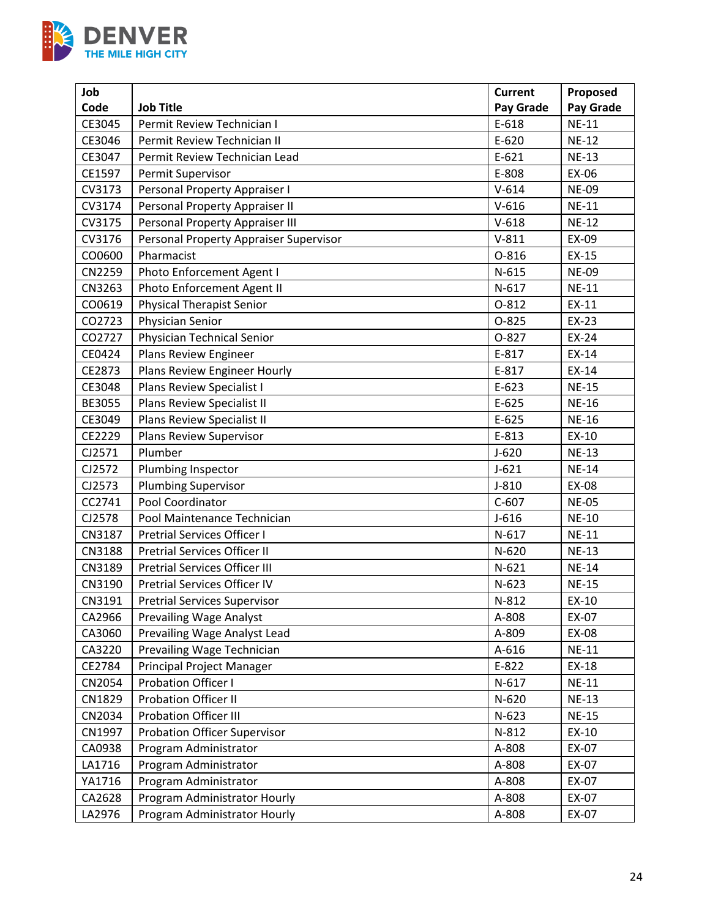| Job Code | Job Title | Current Pay Grade | Proposed Pay Grade |
|---|---|---|---|
| CE3045 | Permit Review Technician I | E-618 | NE-11 |
| CE3046 | Permit Review Technician II | E-620 | NE-12 |
| CE3047 | Permit Review Technician Lead | E-621 | NE-13 |
| CE1597 | Permit Supervisor | E-808 | EX-06 |
| CV3173 | Personal Property Appraiser I | V-614 | NE-09 |
| CV3174 | Personal Property Appraiser II | V-616 | NE-11 |
| CV3175 | Personal Property Appraiser III | V-618 | NE-12 |
| CV3176 | Personal Property Appraiser Supervisor | V-811 | EX-09 |
| CO0600 | Pharmacist | O-816 | EX-15 |
| CN2259 | Photo Enforcement Agent I | N-615 | NE-09 |
| CN3263 | Photo Enforcement Agent II | N-617 | NE-11 |
| CO0619 | Physical Therapist Senior | O-812 | EX-11 |
| CO2723 | Physician Senior | O-825 | EX-23 |
| CO2727 | Physician Technical Senior | O-827 | EX-24 |
| CE0424 | Plans Review Engineer | E-817 | EX-14 |
| CE2873 | Plans Review Engineer Hourly | E-817 | EX-14 |
| CE3048 | Plans Review Specialist I | E-623 | NE-15 |
| BE3055 | Plans Review Specialist II | E-625 | NE-16 |
| CE3049 | Plans Review Specialist II | E-625 | NE-16 |
| CE2229 | Plans Review Supervisor | E-813 | EX-10 |
| CJ2571 | Plumber | J-620 | NE-13 |
| CJ2572 | Plumbing Inspector | J-621 | NE-14 |
| CJ2573 | Plumbing Supervisor | J-810 | EX-08 |
| CC2741 | Pool Coordinator | C-607 | NE-05 |
| CJ2578 | Pool Maintenance Technician | J-616 | NE-10 |
| CN3187 | Pretrial Services Officer I | N-617 | NE-11 |
| CN3188 | Pretrial Services Officer II | N-620 | NE-13 |
| CN3189 | Pretrial Services Officer III | N-621 | NE-14 |
| CN3190 | Pretrial Services Officer IV | N-623 | NE-15 |
| CN3191 | Pretrial Services Supervisor | N-812 | EX-10 |
| CA2966 | Prevailing Wage Analyst | A-808 | EX-07 |
| CA3060 | Prevailing Wage Analyst Lead | A-809 | EX-08 |
| CA3220 | Prevailing Wage Technician | A-616 | NE-11 |
| CE2784 | Principal Project Manager | E-822 | EX-18 |
| CN2054 | Probation Officer I | N-617 | NE-11 |
| CN1829 | Probation Officer II | N-620 | NE-13 |
| CN2034 | Probation Officer III | N-623 | NE-15 |
| CN1997 | Probation Officer Supervisor | N-812 | EX-10 |
| CA0938 | Program Administrator | A-808 | EX-07 |
| LA1716 | Program Administrator | A-808 | EX-07 |
| YA1716 | Program Administrator | A-808 | EX-07 |
| CA2628 | Program Administrator Hourly | A-808 | EX-07 |
| LA2976 | Program Administrator Hourly | A-808 | EX-07 |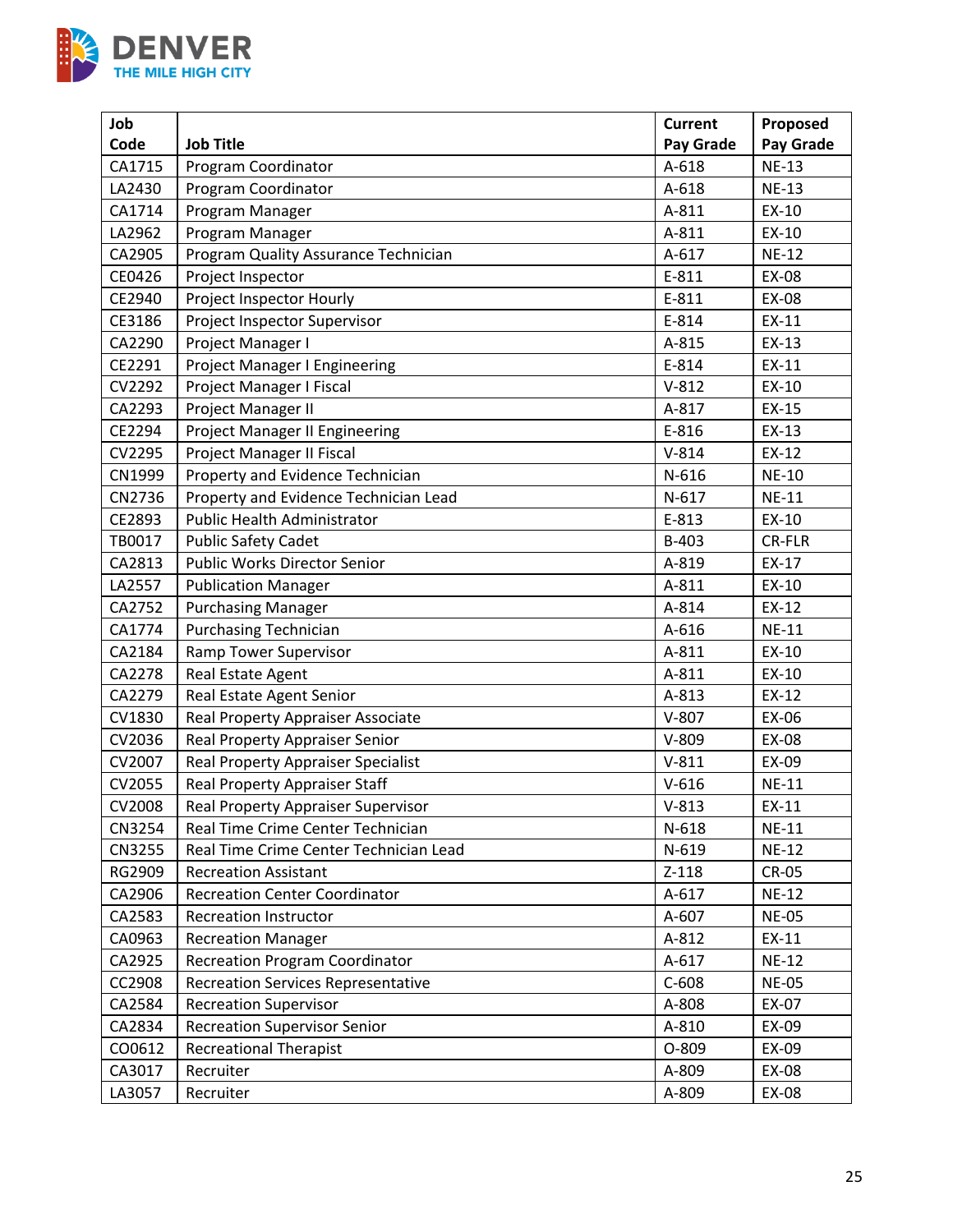| Job Code | Job Title | Current Pay Grade | Proposed Pay Grade |
| --- | --- | --- | --- |
| CA1715 | Program Coordinator | A-618 | NE-13 |
| LA2430 | Program Coordinator | A-618 | NE-13 |
| CA1714 | Program Manager | A-811 | EX-10 |
| LA2962 | Program Manager | A-811 | EX-10 |
| CA2905 | Program Quality Assurance Technician | A-617 | NE-12 |
| CE0426 | Project Inspector | E-811 | EX-08 |
| CE2940 | Project Inspector Hourly | E-811 | EX-08 |
| CE3186 | Project Inspector Supervisor | E-814 | EX-11 |
| CA2290 | Project Manager I | A-815 | EX-13 |
| CE2291 | Project Manager I Engineering | E-814 | EX-11 |
| CV2292 | Project Manager I Fiscal | V-812 | EX-10 |
| CA2293 | Project Manager II | A-817 | EX-15 |
| CE2294 | Project Manager II Engineering | E-816 | EX-13 |
| CV2295 | Project Manager II Fiscal | V-814 | EX-12 |
| CN1999 | Property and Evidence Technician | N-616 | NE-10 |
| CN2736 | Property and Evidence Technician Lead | N-617 | NE-11 |
| CE2893 | Public Health Administrator | E-813 | EX-10 |
| TB0017 | Public Safety Cadet | B-403 | CR-FLR |
| CA2813 | Public Works Director Senior | A-819 | EX-17 |
| LA2557 | Publication Manager | A-811 | EX-10 |
| CA2752 | Purchasing Manager | A-814 | EX-12 |
| CA1774 | Purchasing Technician | A-616 | NE-11 |
| CA2184 | Ramp Tower Supervisor | A-811 | EX-10 |
| CA2278 | Real Estate Agent | A-811 | EX-10 |
| CA2279 | Real Estate Agent Senior | A-813 | EX-12 |
| CV1830 | Real Property Appraiser Associate | V-807 | EX-06 |
| CV2036 | Real Property Appraiser Senior | V-809 | EX-08 |
| CV2007 | Real Property Appraiser Specialist | V-811 | EX-09 |
| CV2055 | Real Property Appraiser Staff | V-616 | NE-11 |
| CV2008 | Real Property Appraiser Supervisor | V-813 | EX-11 |
| CN3254 | Real Time Crime Center Technician | N-618 | NE-11 |
| CN3255 | Real Time Crime Center Technician Lead | N-619 | NE-12 |
| RG2909 | Recreation Assistant | Z-118 | CR-05 |
| CA2906 | Recreation Center Coordinator | A-617 | NE-12 |
| CA2583 | Recreation Instructor | A-607 | NE-05 |
| CA0963 | Recreation Manager | A-812 | EX-11 |
| CA2925 | Recreation Program Coordinator | A-617 | NE-12 |
| CC2908 | Recreation Services Representative | C-608 | NE-05 |
| CA2584 | Recreation Supervisor | A-808 | EX-07 |
| CA2834 | Recreation Supervisor Senior | A-810 | EX-09 |
| CO0612 | Recreational Therapist | O-809 | EX-09 |
| CA3017 | Recruiter | A-809 | EX-08 |
| LA3057 | Recruiter | A-809 | EX-08 |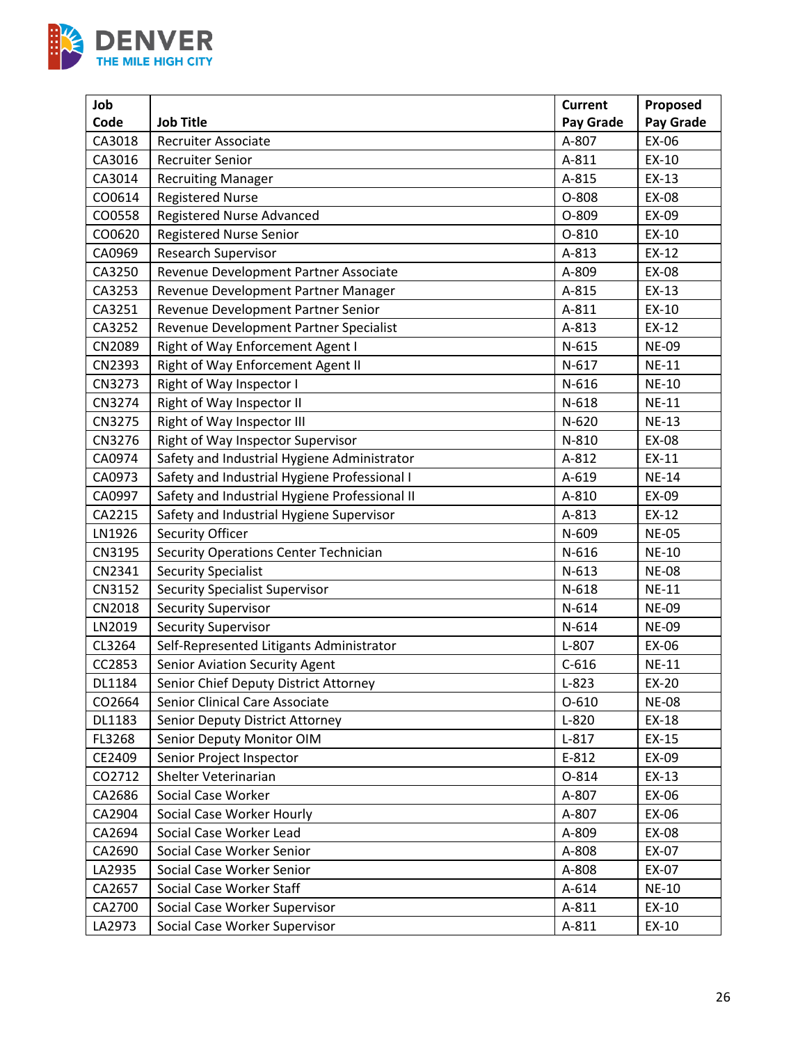| Job Code | Job Title | Current Pay Grade | Proposed Pay Grade |
|---|---|---|---|
| CA3018 | Recruiter Associate | A-807 | EX-06 |
| CA3016 | Recruiter Senior | A-811 | EX-10 |
| CA3014 | Recruiting Manager | A-815 | EX-13 |
| CO0614 | Registered Nurse | O-808 | EX-08 |
| CO0558 | Registered Nurse Advanced | O-809 | EX-09 |
| CO0620 | Registered Nurse Senior | O-810 | EX-10 |
| CA0969 | Research Supervisor | A-813 | EX-12 |
| CA3250 | Revenue Development Partner Associate | A-809 | EX-08 |
| CA3253 | Revenue Development Partner Manager | A-815 | EX-13 |
| CA3251 | Revenue Development Partner Senior | A-811 | EX-10 |
| CA3252 | Revenue Development Partner Specialist | A-813 | EX-12 |
| CN2089 | Right of Way Enforcement Agent I | N-615 | NE-09 |
| CN2393 | Right of Way Enforcement Agent II | N-617 | NE-11 |
| CN3273 | Right of Way Inspector I | N-616 | NE-10 |
| CN3274 | Right of Way Inspector II | N-618 | NE-11 |
| CN3275 | Right of Way Inspector III | N-620 | NE-13 |
| CN3276 | Right of Way Inspector Supervisor | N-810 | EX-08 |
| CA0974 | Safety and Industrial Hygiene Administrator | A-812 | EX-11 |
| CA0973 | Safety and Industrial Hygiene Professional I | A-619 | NE-14 |
| CA0997 | Safety and Industrial Hygiene Professional II | A-810 | EX-09 |
| CA2215 | Safety and Industrial Hygiene Supervisor | A-813 | EX-12 |
| LN1926 | Security Officer | N-609 | NE-05 |
| CN3195 | Security Operations Center Technician | N-616 | NE-10 |
| CN2341 | Security Specialist | N-613 | NE-08 |
| CN3152 | Security Specialist Supervisor | N-618 | NE-11 |
| CN2018 | Security Supervisor | N-614 | NE-09 |
| LN2019 | Security Supervisor | N-614 | NE-09 |
| CL3264 | Self-Represented Litigants Administrator | L-807 | EX-06 |
| CC2853 | Senior Aviation Security Agent | C-616 | NE-11 |
| DL1184 | Senior Chief Deputy District Attorney | L-823 | EX-20 |
| CO2664 | Senior Clinical Care Associate | O-610 | NE-08 |
| DL1183 | Senior Deputy District Attorney | L-820 | EX-18 |
| FL3268 | Senior Deputy Monitor OIM | L-817 | EX-15 |
| CE2409 | Senior Project Inspector | E-812 | EX-09 |
| CO2712 | Shelter Veterinarian | O-814 | EX-13 |
| CA2686 | Social Case Worker | A-807 | EX-06 |
| CA2904 | Social Case Worker Hourly | A-807 | EX-06 |
| CA2694 | Social Case Worker Lead | A-809 | EX-08 |
| CA2690 | Social Case Worker Senior | A-808 | EX-07 |
| LA2935 | Social Case Worker Senior | A-808 | EX-07 |
| CA2657 | Social Case Worker Staff | A-614 | NE-10 |
| CA2700 | Social Case Worker Supervisor | A-811 | EX-10 |
| LA2973 | Social Case Worker Supervisor | A-811 | EX-10 |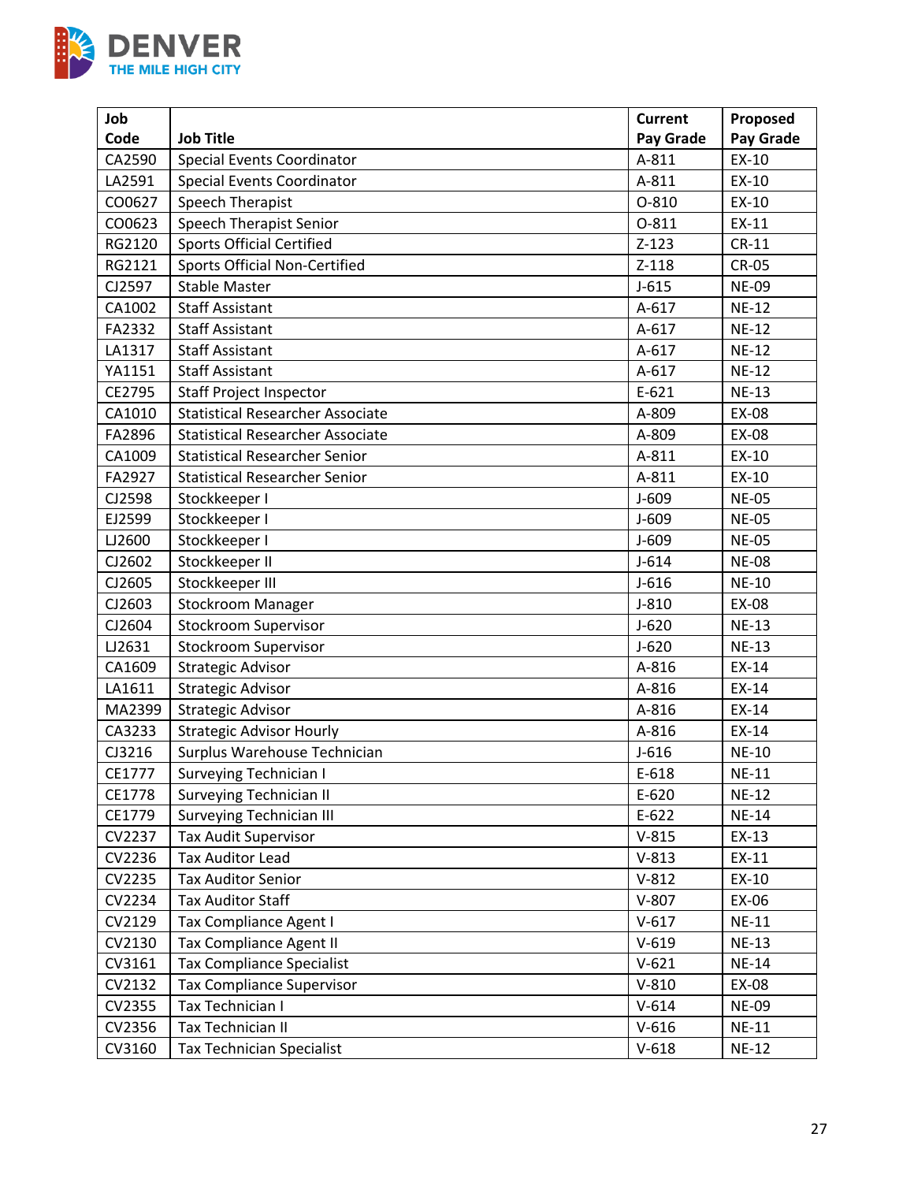| Job Code | Job Title | Current Pay Grade | Proposed Pay Grade |
|---|---|---|---|
| CA2590 | Special Events Coordinator | A-811 | EX-10 |
| LA2591 | Special Events Coordinator | A-811 | EX-10 |
| CO0627 | Speech Therapist | O-810 | EX-10 |
| CO0623 | Speech Therapist Senior | O-811 | EX-11 |
| RG2120 | Sports Official Certified | Z-123 | CR-11 |
| RG2121 | Sports Official Non-Certified | Z-118 | CR-05 |
| CJ2597 | Stable Master | J-615 | NE-09 |
| CA1002 | Staff Assistant | A-617 | NE-12 |
| FA2332 | Staff Assistant | A-617 | NE-12 |
| LA1317 | Staff Assistant | A-617 | NE-12 |
| YA1151 | Staff Assistant | A-617 | NE-12 |
| CE2795 | Staff Project Inspector | E-621 | NE-13 |
| CA1010 | Statistical Researcher Associate | A-809 | EX-08 |
| FA2896 | Statistical Researcher Associate | A-809 | EX-08 |
| CA1009 | Statistical Researcher Senior | A-811 | EX-10 |
| FA2927 | Statistical Researcher Senior | A-811 | EX-10 |
| CJ2598 | Stockkeeper I | J-609 | NE-05 |
| EJ2599 | Stockkeeper I | J-609 | NE-05 |
| LJ2600 | Stockkeeper I | J-609 | NE-05 |
| CJ2602 | Stockkeeper II | J-614 | NE-08 |
| CJ2605 | Stockkeeper III | J-616 | NE-10 |
| CJ2603 | Stockroom Manager | J-810 | EX-08 |
| CJ2604 | Stockroom Supervisor | J-620 | NE-13 |
| LJ2631 | Stockroom Supervisor | J-620 | NE-13 |
| CA1609 | Strategic Advisor | A-816 | EX-14 |
| LA1611 | Strategic Advisor | A-816 | EX-14 |
| MA2399 | Strategic Advisor | A-816 | EX-14 |
| CA3233 | Strategic Advisor Hourly | A-816 | EX-14 |
| CJ3216 | Surplus Warehouse Technician | J-616 | NE-10 |
| CE1777 | Surveying Technician I | E-618 | NE-11 |
| CE1778 | Surveying Technician II | E-620 | NE-12 |
| CE1779 | Surveying Technician III | E-622 | NE-14 |
| CV2237 | Tax Audit Supervisor | V-815 | EX-13 |
| CV2236 | Tax Auditor Lead | V-813 | EX-11 |
| CV2235 | Tax Auditor Senior | V-812 | EX-10 |
| CV2234 | Tax Auditor Staff | V-807 | EX-06 |
| CV2129 | Tax Compliance Agent I | V-617 | NE-11 |
| CV2130 | Tax Compliance Agent II | V-619 | NE-13 |
| CV3161 | Tax Compliance Specialist | V-621 | NE-14 |
| CV2132 | Tax Compliance Supervisor | V-810 | EX-08 |
| CV2355 | Tax Technician I | V-614 | NE-09 |
| CV2356 | Tax Technician II | V-616 | NE-11 |
| CV3160 | Tax Technician Specialist | V-618 | NE-12 |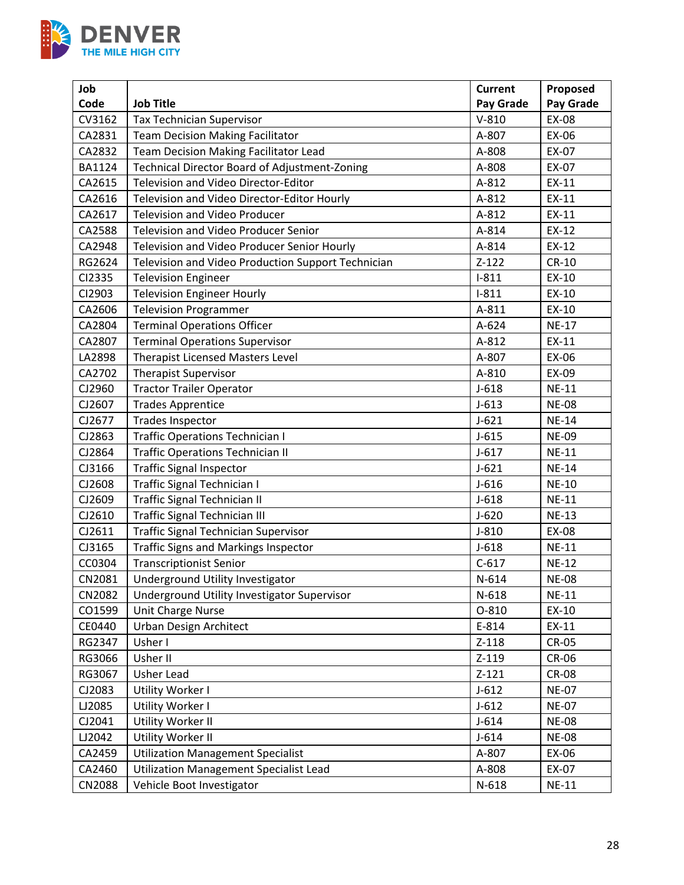| Job Code | Job Title | Current Pay Grade | Proposed Pay Grade |
|---|---|---|---|
| CV3162 | Tax Technician Supervisor | V-810 | EX-08 |
| CA2831 | Team Decision Making Facilitator | A-807 | EX-06 |
| CA2832 | Team Decision Making Facilitator Lead | A-808 | EX-07 |
| BA1124 | Technical Director Board of Adjustment-Zoning | A-808 | EX-07 |
| CA2615 | Television and Video Director-Editor | A-812 | EX-11 |
| CA2616 | Television and Video Director-Editor Hourly | A-812 | EX-11 |
| CA2617 | Television and Video Producer | A-812 | EX-11 |
| CA2588 | Television and Video Producer Senior | A-814 | EX-12 |
| CA2948 | Television and Video Producer Senior Hourly | A-814 | EX-12 |
| RG2624 | Television and Video Production Support Technician | Z-122 | CR-10 |
| CI2335 | Television Engineer | I-811 | EX-10 |
| CI2903 | Television Engineer Hourly | I-811 | EX-10 |
| CA2606 | Television Programmer | A-811 | EX-10 |
| CA2804 | Terminal Operations Officer | A-624 | NE-17 |
| CA2807 | Terminal Operations Supervisor | A-812 | EX-11 |
| LA2898 | Therapist Licensed Masters Level | A-807 | EX-06 |
| CA2702 | Therapist Supervisor | A-810 | EX-09 |
| CJ2960 | Tractor Trailer Operator | J-618 | NE-11 |
| CJ2607 | Trades Apprentice | J-613 | NE-08 |
| CJ2677 | Trades Inspector | J-621 | NE-14 |
| CJ2863 | Traffic Operations Technician I | J-615 | NE-09 |
| CJ2864 | Traffic Operations Technician II | J-617 | NE-11 |
| CJ3166 | Traffic Signal Inspector | J-621 | NE-14 |
| CJ2608 | Traffic Signal Technician I | J-616 | NE-10 |
| CJ2609 | Traffic Signal Technician II | J-618 | NE-11 |
| CJ2610 | Traffic Signal Technician III | J-620 | NE-13 |
| CJ2611 | Traffic Signal Technician Supervisor | J-810 | EX-08 |
| CJ3165 | Traffic Signs and Markings Inspector | J-618 | NE-11 |
| CC0304 | Transcriptionist Senior | C-617 | NE-12 |
| CN2081 | Underground Utility Investigator | N-614 | NE-08 |
| CN2082 | Underground Utility Investigator Supervisor | N-618 | NE-11 |
| CO1599 | Unit Charge Nurse | O-810 | EX-10 |
| CE0440 | Urban Design Architect | E-814 | EX-11 |
| RG2347 | Usher I | Z-118 | CR-05 |
| RG3066 | Usher II | Z-119 | CR-06 |
| RG3067 | Usher Lead | Z-121 | CR-08 |
| CJ2083 | Utility Worker I | J-612 | NE-07 |
| LJ2085 | Utility Worker I | J-612 | NE-07 |
| CJ2041 | Utility Worker II | J-614 | NE-08 |
| LJ2042 | Utility Worker II | J-614 | NE-08 |
| CA2459 | Utilization Management Specialist | A-807 | EX-06 |
| CA2460 | Utilization Management Specialist Lead | A-808 | EX-07 |
| CN2088 | Vehicle Boot Investigator | N-618 | NE-11 |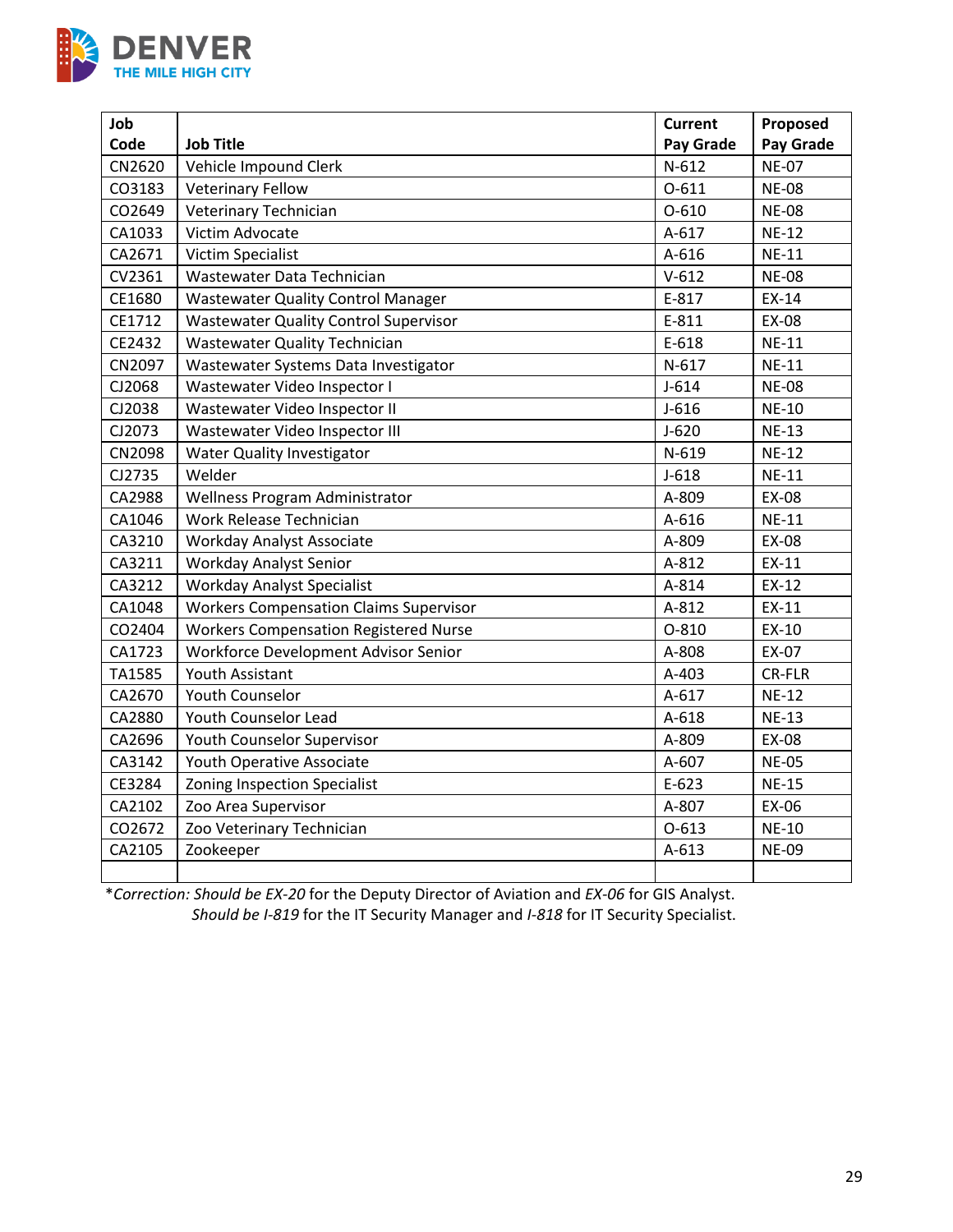| Job Code | Job Title | Current Pay Grade | Proposed Pay Grade |
|---|---|---|---|
| CN2620 | Vehicle Impound Clerk | N-612 | NE-07 |
| CO3183 | Veterinary Fellow | O-611 | NE-08 |
| CO2649 | Veterinary Technician | O-610 | NE-08 |
| CA1033 | Victim Advocate | A-617 | NE-12 |
| CA2671 | Victim Specialist | A-616 | NE-11 |
| CV2361 | Wastewater Data Technician | V-612 | NE-08 |
| CE1680 | Wastewater Quality Control Manager | E-817 | EX-14 |
| CE1712 | Wastewater Quality Control Supervisor | E-811 | EX-08 |
| CE2432 | Wastewater Quality Technician | E-618 | NE-11 |
| CN2097 | Wastewater Systems Data Investigator | N-617 | NE-11 |
| CJ2068 | Wastewater Video Inspector I | J-614 | NE-08 |
| CJ2038 | Wastewater Video Inspector II | J-616 | NE-10 |
| CJ2073 | Wastewater Video Inspector III | J-620 | NE-13 |
| CN2098 | Water Quality Investigator | N-619 | NE-12 |
| CJ2735 | Welder | J-618 | NE-11 |
| CA2988 | Wellness Program Administrator | A-809 | EX-08 |
| CA1046 | Work Release Technician | A-616 | NE-11 |
| CA3210 | Workday Analyst Associate | A-809 | EX-08 |
| CA3211 | Workday Analyst Senior | A-812 | EX-11 |
| CA3212 | Workday Analyst Specialist | A-814 | EX-12 |
| CA1048 | Workers Compensation Claims Supervisor | A-812 | EX-11 |
| CO2404 | Workers Compensation Registered Nurse | O-810 | EX-10 |
| CA1723 | Workforce Development Advisor Senior | A-808 | EX-07 |
| TA1585 | Youth Assistant | A-403 | CR-FLR |
| CA2670 | Youth Counselor | A-617 | NE-12 |
| CA2880 | Youth Counselor Lead | A-618 | NE-13 |
| CA2696 | Youth Counselor Supervisor | A-809 | EX-08 |
| CA3142 | Youth Operative Associate | A-607 | NE-05 |
| CE3284 | Zoning Inspection Specialist | E-623 | NE-15 |
| CA2102 | Zoo Area Supervisor | A-807 | EX-06 |
| CO2672 | Zoo Veterinary Technician | O-613 | NE-10 |
| CA2105 | Zookeeper | A-613 | NE-09 |
| | | | |

*\*Correction: Should be EX-20* for the Deputy Director of Aviation and *EX-06* for GIS Analyst. *Should be I-819* for the IT Security Manager and *I-818* for IT Security Specialist.